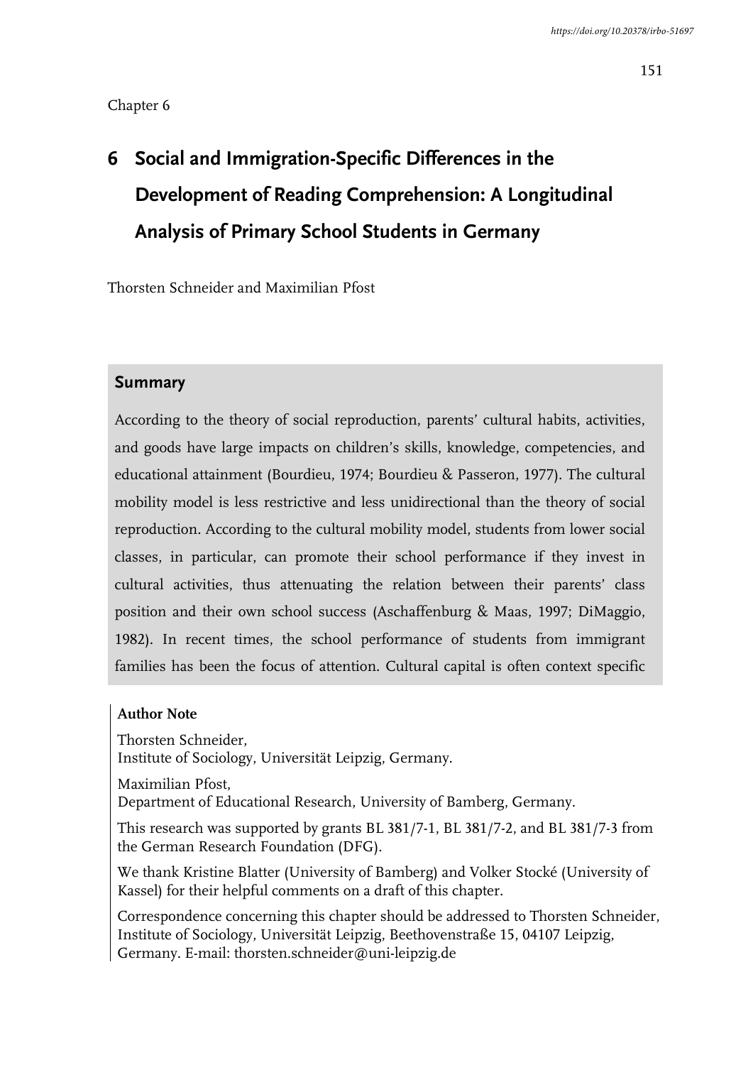Chapter 6

# 6 Social and Immigration-Specific Differences in the Development of Reading Comprehension: A Longitudinal Analysis of Primary School Students in Germany

Thorsten Schneider and Maximilian Pfost

## Summary

According to the theory of social reproduction, parents' cultural habits, activities, and goods have large impacts on children's skills, knowledge, competencies, and educational attainment (Bourdieu, 1974; Bourdieu & Passeron, 1977). The cultural mobility model is less restrictive and less unidirectional than the theory of social reproduction. According to the cultural mobility model, students from lower social classes, in particular, can promote their school performance if they invest in cultural activities, thus attenuating the relation between their parents' class position and their own school success (Aschaffenburg & Maas, 1997; DiMaggio, 1982). In recent times, the school performance of students from immigrant families has been the focus of attention. Cultural capital is often context specific

**Author Note**

Thorsten Schneider,
Institute of Sociology, Universität Leipzig, Germany.

Maximilian Pfost,
Department of Educational Research, University of Bamberg, Germany.

This research was supported by grants BL 381/7-1, BL 381/7-2, and BL 381/7-3 from the German Research Foundation (DFG).

We thank Kristine Blatter (University of Bamberg) and Volker Stocké (University of Kassel) for their helpful comments on a draft of this chapter.

Correspondence concerning this chapter should be addressed to Thorsten Schneider, Institute of Sociology, Universität Leipzig, Beethovenstraße 15, 04107 Leipzig, Germany. E-mail: thorsten.schneider@uni-leipzig.de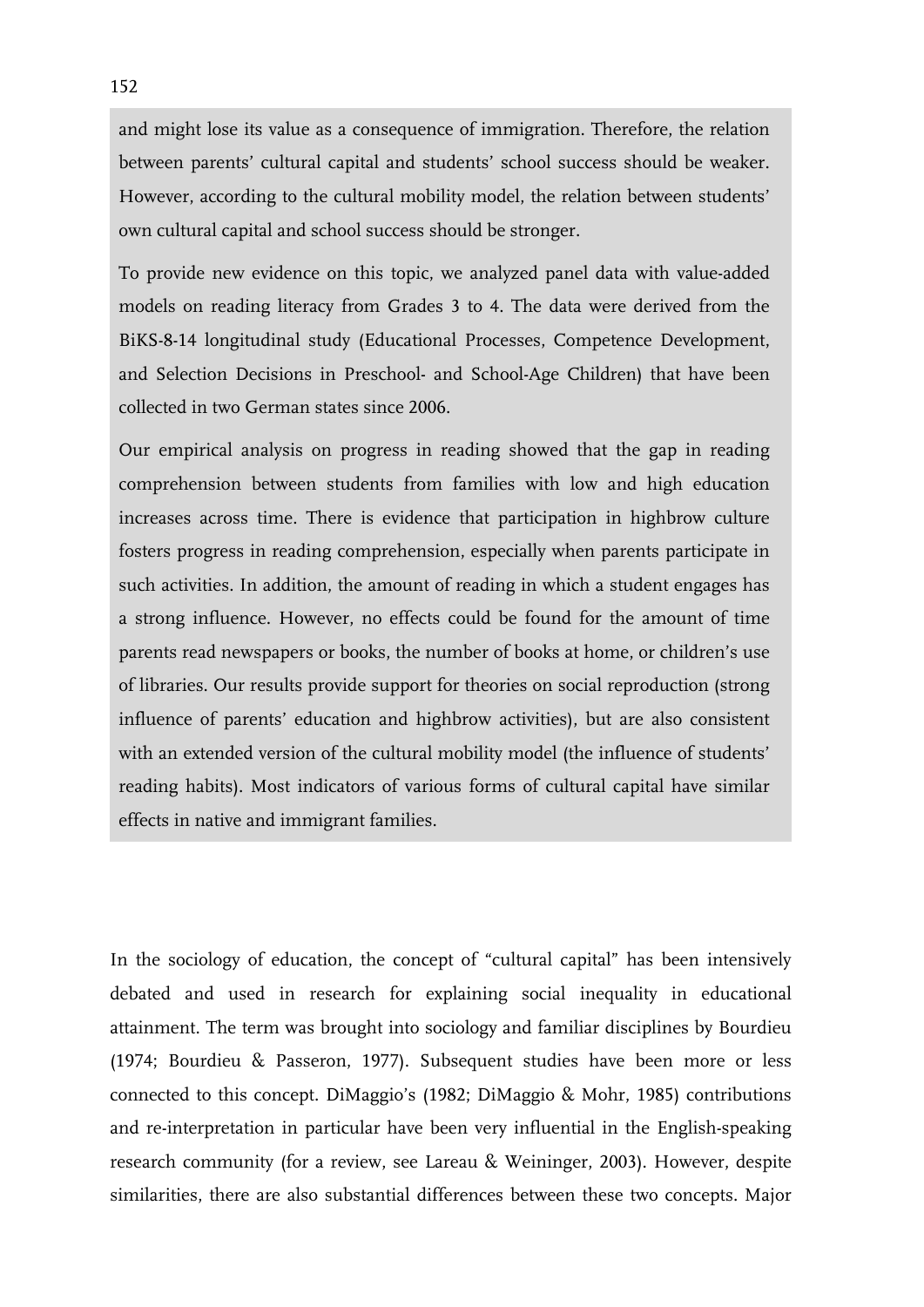and might lose its value as a consequence of immigration. Therefore, the relation between parents' cultural capital and students' school success should be weaker. However, according to the cultural mobility model, the relation between students' own cultural capital and school success should be stronger.

To provide new evidence on this topic, we analyzed panel data with value-added models on reading literacy from Grades 3 to 4. The data were derived from the BiKS-8-14 longitudinal study (Educational Processes, Competence Development, and Selection Decisions in Preschool- and School-Age Children) that have been collected in two German states since 2006.

Our empirical analysis on progress in reading showed that the gap in reading comprehension between students from families with low and high education increases across time. There is evidence that participation in highbrow culture fosters progress in reading comprehension, especially when parents participate in such activities. In addition, the amount of reading in which a student engages has a strong influence. However, no effects could be found for the amount of time parents read newspapers or books, the number of books at home, or children's use of libraries. Our results provide support for theories on social reproduction (strong influence of parents' education and highbrow activities), but are also consistent with an extended version of the cultural mobility model (the influence of students' reading habits). Most indicators of various forms of cultural capital have similar effects in native and immigrant families.

In the sociology of education, the concept of "cultural capital" has been intensively debated and used in research for explaining social inequality in educational attainment. The term was brought into sociology and familiar disciplines by Bourdieu (1974; Bourdieu & Passeron, 1977). Subsequent studies have been more or less connected to this concept. DiMaggio's (1982; DiMaggio & Mohr, 1985) contributions and re-interpretation in particular have been very influential in the English-speaking research community (for a review, see Lareau & Weininger, 2003). However, despite similarities, there are also substantial differences between these two concepts. Major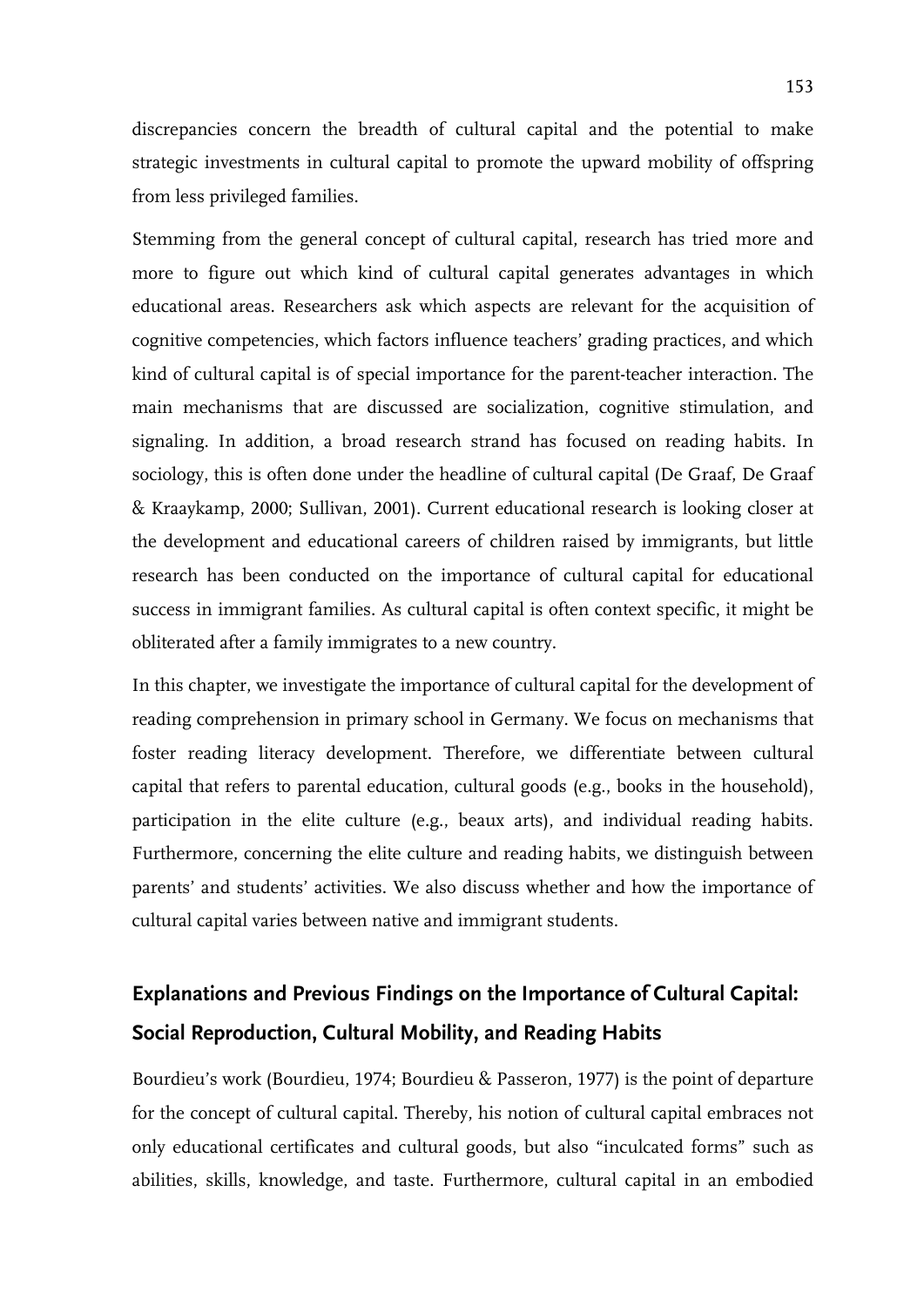discrepancies concern the breadth of cultural capital and the potential to make strategic investments in cultural capital to promote the upward mobility of offspring from less privileged families.

Stemming from the general concept of cultural capital, research has tried more and more to figure out which kind of cultural capital generates advantages in which educational areas. Researchers ask which aspects are relevant for the acquisition of cognitive competencies, which factors influence teachers' grading practices, and which kind of cultural capital is of special importance for the parent-teacher interaction. The main mechanisms that are discussed are socialization, cognitive stimulation, and signaling. In addition, a broad research strand has focused on reading habits. In sociology, this is often done under the headline of cultural capital (De Graaf, De Graaf & Kraaykamp, 2000; Sullivan, 2001). Current educational research is looking closer at the development and educational careers of children raised by immigrants, but little research has been conducted on the importance of cultural capital for educational success in immigrant families. As cultural capital is often context specific, it might be obliterated after a family immigrates to a new country.

In this chapter, we investigate the importance of cultural capital for the development of reading comprehension in primary school in Germany. We focus on mechanisms that foster reading literacy development. Therefore, we differentiate between cultural capital that refers to parental education, cultural goods (e.g., books in the household), participation in the elite culture (e.g., beaux arts), and individual reading habits. Furthermore, concerning the elite culture and reading habits, we distinguish between parents' and students' activities. We also discuss whether and how the importance of cultural capital varies between native and immigrant students.

## Explanations and Previous Findings on the Importance of Cultural Capital: Social Reproduction, Cultural Mobility, and Reading Habits

Bourdieu's work (Bourdieu, 1974; Bourdieu & Passeron, 1977) is the point of departure for the concept of cultural capital. Thereby, his notion of cultural capital embraces not only educational certificates and cultural goods, but also "inculcated forms" such as abilities, skills, knowledge, and taste. Furthermore, cultural capital in an embodied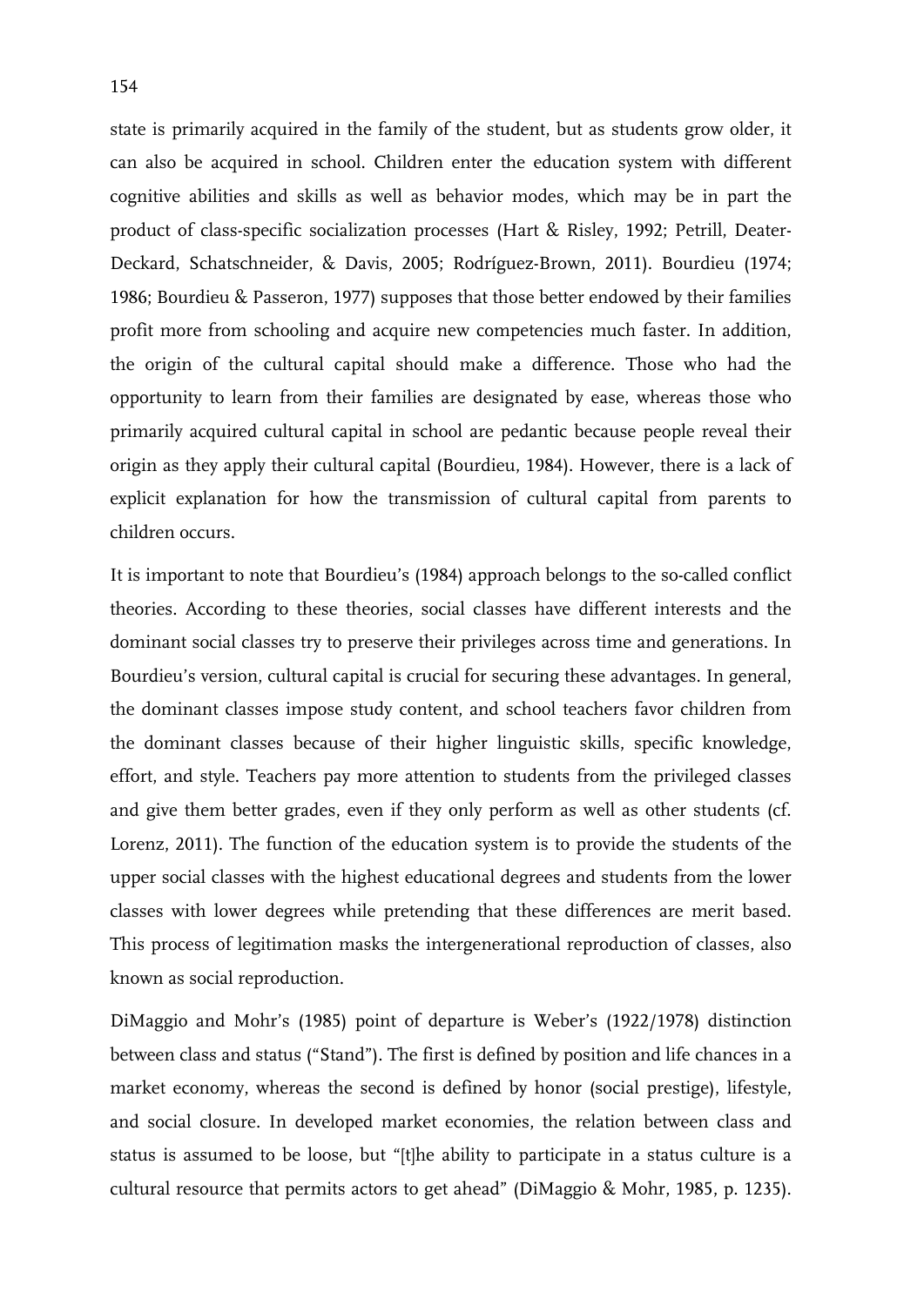state is primarily acquired in the family of the student, but as students grow older, it can also be acquired in school. Children enter the education system with different cognitive abilities and skills as well as behavior modes, which may be in part the product of class-specific socialization processes (Hart & Risley, 1992; Petrill, Deater-Deckard, Schatschneider, & Davis, 2005; Rodríguez-Brown, 2011). Bourdieu (1974; 1986; Bourdieu & Passeron, 1977) supposes that those better endowed by their families profit more from schooling and acquire new competencies much faster. In addition, the origin of the cultural capital should make a difference. Those who had the opportunity to learn from their families are designated by ease, whereas those who primarily acquired cultural capital in school are pedantic because people reveal their origin as they apply their cultural capital (Bourdieu, 1984). However, there is a lack of explicit explanation for how the transmission of cultural capital from parents to children occurs.

It is important to note that Bourdieu's (1984) approach belongs to the so-called conflict theories. According to these theories, social classes have different interests and the dominant social classes try to preserve their privileges across time and generations. In Bourdieu's version, cultural capital is crucial for securing these advantages. In general, the dominant classes impose study content, and school teachers favor children from the dominant classes because of their higher linguistic skills, specific knowledge, effort, and style. Teachers pay more attention to students from the privileged classes and give them better grades, even if they only perform as well as other students (cf. Lorenz, 2011). The function of the education system is to provide the students of the upper social classes with the highest educational degrees and students from the lower classes with lower degrees while pretending that these differences are merit based. This process of legitimation masks the intergenerational reproduction of classes, also known as social reproduction.

DiMaggio and Mohr's (1985) point of departure is Weber's (1922/1978) distinction between class and status ("Stand"). The first is defined by position and life chances in a market economy, whereas the second is defined by honor (social prestige), lifestyle, and social closure. In developed market economies, the relation between class and status is assumed to be loose, but "[t]he ability to participate in a status culture is a cultural resource that permits actors to get ahead" (DiMaggio & Mohr, 1985, p. 1235).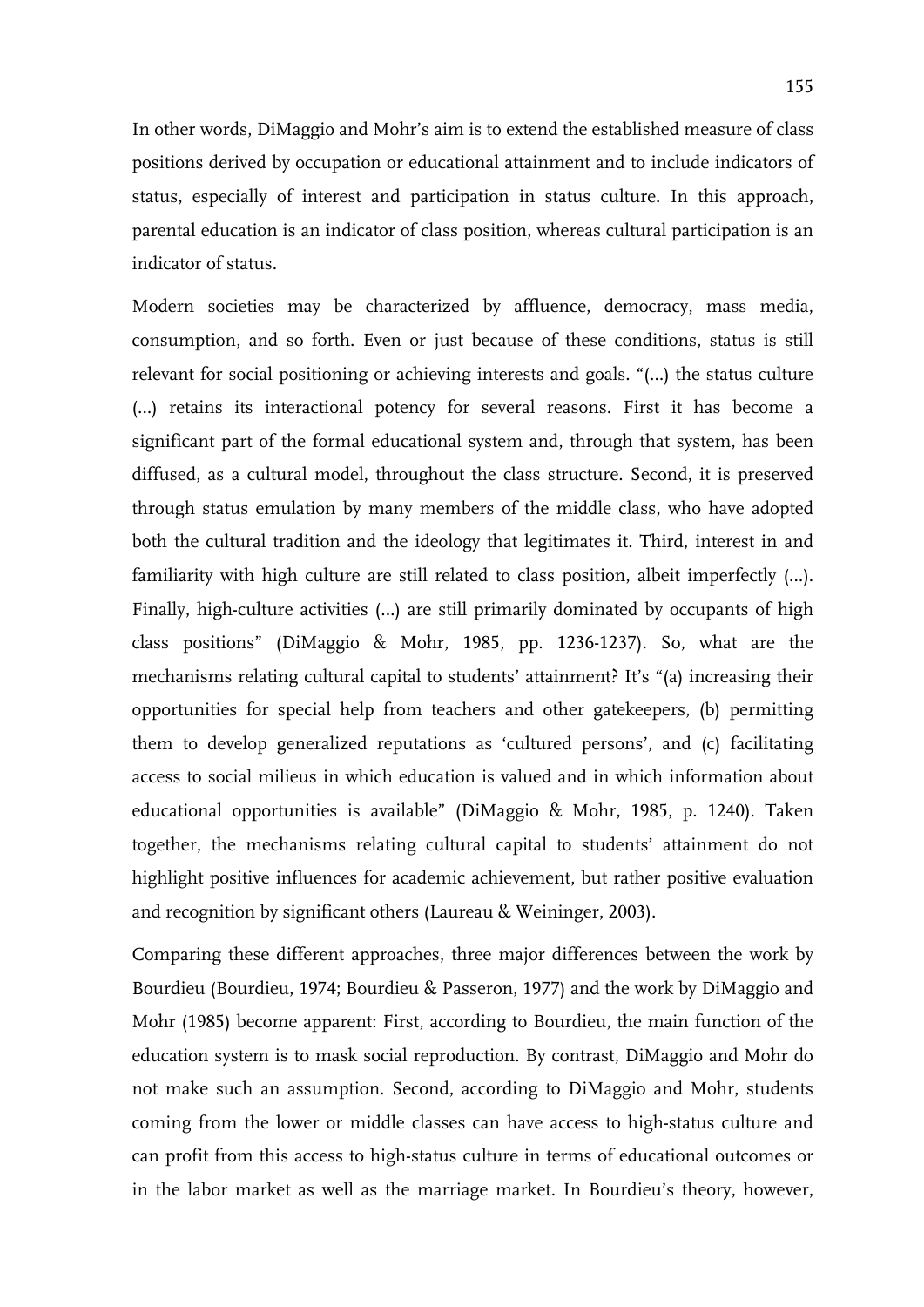In other words, DiMaggio and Mohr's aim is to extend the established measure of class positions derived by occupation or educational attainment and to include indicators of status, especially of interest and participation in status culture. In this approach, parental education is an indicator of class position, whereas cultural participation is an indicator of status.

Modern societies may be characterized by affluence, democracy, mass media, consumption, and so forth. Even or just because of these conditions, status is still relevant for social positioning or achieving interests and goals. "(...) the status culture (...) retains its interactional potency for several reasons. First it has become a significant part of the formal educational system and, through that system, has been diffused, as a cultural model, throughout the class structure. Second, it is preserved through status emulation by many members of the middle class, who have adopted both the cultural tradition and the ideology that legitimates it. Third, interest in and familiarity with high culture are still related to class position, albeit imperfectly (...). Finally, high-culture activities (...) are still primarily dominated by occupants of high class positions" (DiMaggio & Mohr, 1985, pp. 1236-1237). So, what are the mechanisms relating cultural capital to students' attainment? It's "(a) increasing their opportunities for special help from teachers and other gatekeepers, (b) permitting them to develop generalized reputations as 'cultured persons', and (c) facilitating access to social milieus in which education is valued and in which information about educational opportunities is available" (DiMaggio & Mohr, 1985, p. 1240). Taken together, the mechanisms relating cultural capital to students' attainment do not highlight positive influences for academic achievement, but rather positive evaluation and recognition by significant others (Laureau & Weininger, 2003).

Comparing these different approaches, three major differences between the work by Bourdieu (Bourdieu, 1974; Bourdieu & Passeron, 1977) and the work by DiMaggio and Mohr (1985) become apparent: First, according to Bourdieu, the main function of the education system is to mask social reproduction. By contrast, DiMaggio and Mohr do not make such an assumption. Second, according to DiMaggio and Mohr, students coming from the lower or middle classes can have access to high-status culture and can profit from this access to high-status culture in terms of educational outcomes or in the labor market as well as the marriage market. In Bourdieu's theory, however,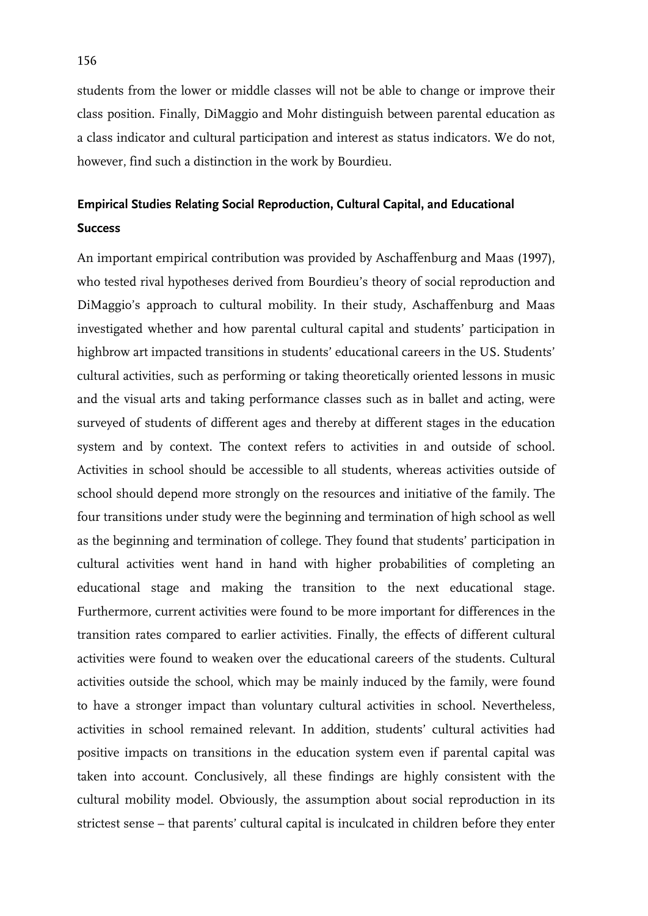students from the lower or middle classes will not be able to change or improve their class position. Finally, DiMaggio and Mohr distinguish between parental education as a class indicator and cultural participation and interest as status indicators. We do not, however, find such a distinction in the work by Bourdieu.

## Empirical Studies Relating Social Reproduction, Cultural Capital, and Educational Success

An important empirical contribution was provided by Aschaffenburg and Maas (1997), who tested rival hypotheses derived from Bourdieu's theory of social reproduction and DiMaggio's approach to cultural mobility. In their study, Aschaffenburg and Maas investigated whether and how parental cultural capital and students' participation in highbrow art impacted transitions in students' educational careers in the US. Students' cultural activities, such as performing or taking theoretically oriented lessons in music and the visual arts and taking performance classes such as in ballet and acting, were surveyed of students of different ages and thereby at different stages in the education system and by context. The context refers to activities in and outside of school. Activities in school should be accessible to all students, whereas activities outside of school should depend more strongly on the resources and initiative of the family. The four transitions under study were the beginning and termination of high school as well as the beginning and termination of college. They found that students' participation in cultural activities went hand in hand with higher probabilities of completing an educational stage and making the transition to the next educational stage. Furthermore, current activities were found to be more important for differences in the transition rates compared to earlier activities. Finally, the effects of different cultural activities were found to weaken over the educational careers of the students. Cultural activities outside the school, which may be mainly induced by the family, were found to have a stronger impact than voluntary cultural activities in school. Nevertheless, activities in school remained relevant. In addition, students' cultural activities had positive impacts on transitions in the education system even if parental capital was taken into account. Conclusively, all these findings are highly consistent with the cultural mobility model. Obviously, the assumption about social reproduction in its strictest sense – that parents' cultural capital is inculcated in children before they enter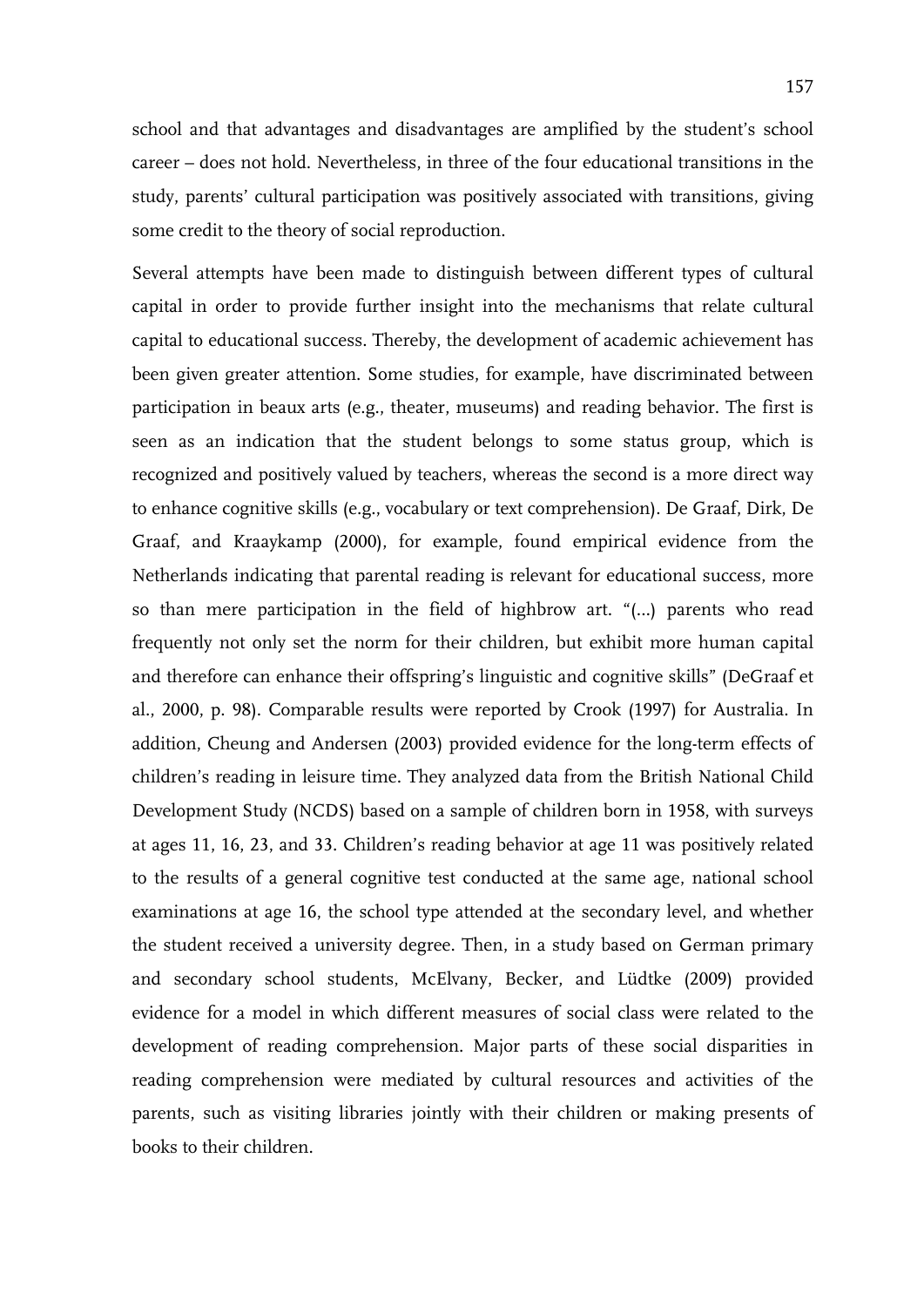school and that advantages and disadvantages are amplified by the student's school career – does not hold. Nevertheless, in three of the four educational transitions in the study, parents' cultural participation was positively associated with transitions, giving some credit to the theory of social reproduction.

Several attempts have been made to distinguish between different types of cultural capital in order to provide further insight into the mechanisms that relate cultural capital to educational success. Thereby, the development of academic achievement has been given greater attention. Some studies, for example, have discriminated between participation in beaux arts (e.g., theater, museums) and reading behavior. The first is seen as an indication that the student belongs to some status group, which is recognized and positively valued by teachers, whereas the second is a more direct way to enhance cognitive skills (e.g., vocabulary or text comprehension). De Graaf, Dirk, De Graaf, and Kraaykamp (2000), for example, found empirical evidence from the Netherlands indicating that parental reading is relevant for educational success, more so than mere participation in the field of highbrow art. "(...) parents who read frequently not only set the norm for their children, but exhibit more human capital and therefore can enhance their offspring's linguistic and cognitive skills" (DeGraaf et al., 2000, p. 98). Comparable results were reported by Crook (1997) for Australia. In addition, Cheung and Andersen (2003) provided evidence for the long-term effects of children's reading in leisure time. They analyzed data from the British National Child Development Study (NCDS) based on a sample of children born in 1958, with surveys at ages 11, 16, 23, and 33. Children's reading behavior at age 11 was positively related to the results of a general cognitive test conducted at the same age, national school examinations at age 16, the school type attended at the secondary level, and whether the student received a university degree. Then, in a study based on German primary and secondary school students, McElvany, Becker, and Lüdtke (2009) provided evidence for a model in which different measures of social class were related to the development of reading comprehension. Major parts of these social disparities in reading comprehension were mediated by cultural resources and activities of the parents, such as visiting libraries jointly with their children or making presents of books to their children.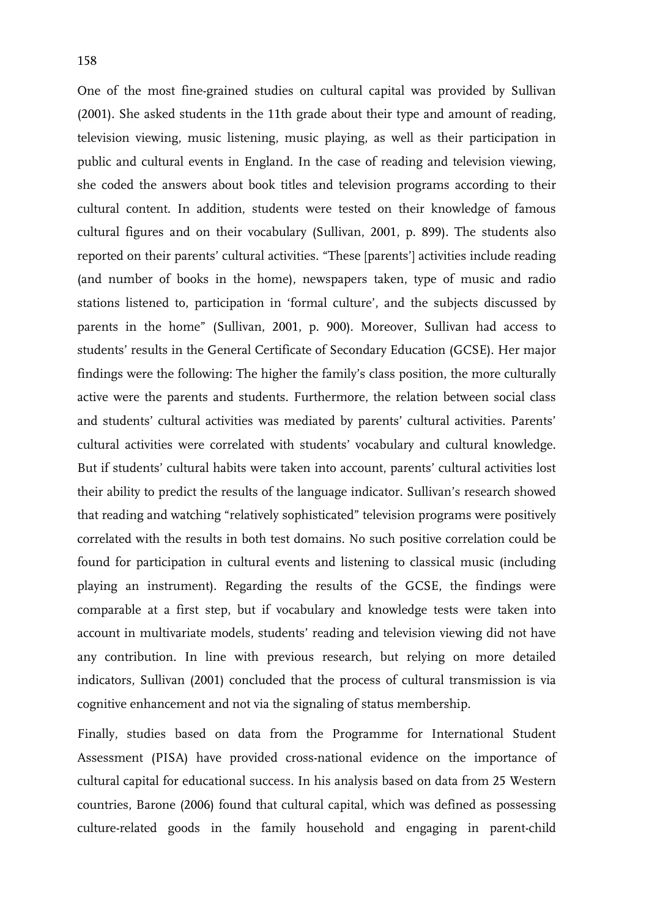One of the most fine-grained studies on cultural capital was provided by Sullivan (2001). She asked students in the 11th grade about their type and amount of reading, television viewing, music listening, music playing, as well as their participation in public and cultural events in England. In the case of reading and television viewing, she coded the answers about book titles and television programs according to their cultural content. In addition, students were tested on their knowledge of famous cultural figures and on their vocabulary (Sullivan, 2001, p. 899). The students also reported on their parents' cultural activities. "These [parents'] activities include reading (and number of books in the home), newspapers taken, type of music and radio stations listened to, participation in 'formal culture', and the subjects discussed by parents in the home" (Sullivan, 2001, p. 900). Moreover, Sullivan had access to students' results in the General Certificate of Secondary Education (GCSE). Her major findings were the following: The higher the family's class position, the more culturally active were the parents and students. Furthermore, the relation between social class and students' cultural activities was mediated by parents' cultural activities. Parents' cultural activities were correlated with students' vocabulary and cultural knowledge. But if students' cultural habits were taken into account, parents' cultural activities lost their ability to predict the results of the language indicator. Sullivan's research showed that reading and watching "relatively sophisticated" television programs were positively correlated with the results in both test domains. No such positive correlation could be found for participation in cultural events and listening to classical music (including playing an instrument). Regarding the results of the GCSE, the findings were comparable at a first step, but if vocabulary and knowledge tests were taken into account in multivariate models, students' reading and television viewing did not have any contribution. In line with previous research, but relying on more detailed indicators, Sullivan (2001) concluded that the process of cultural transmission is via cognitive enhancement and not via the signaling of status membership.

Finally, studies based on data from the Programme for International Student Assessment (PISA) have provided cross-national evidence on the importance of cultural capital for educational success. In his analysis based on data from 25 Western countries, Barone (2006) found that cultural capital, which was defined as possessing culture-related goods in the family household and engaging in parent-child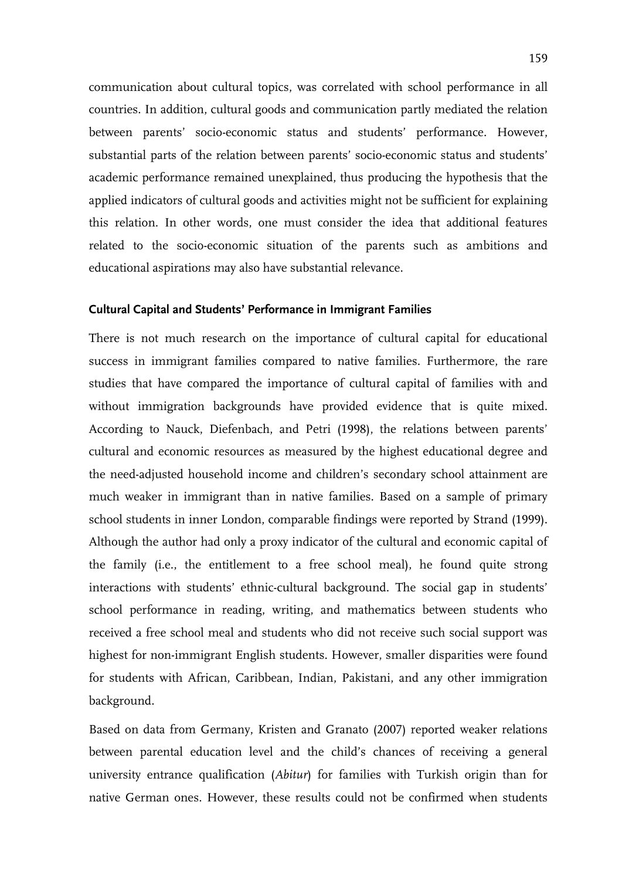communication about cultural topics, was correlated with school performance in all countries. In addition, cultural goods and communication partly mediated the relation between parents' socio-economic status and students' performance. However, substantial parts of the relation between parents' socio-economic status and students' academic performance remained unexplained, thus producing the hypothesis that the applied indicators of cultural goods and activities might not be sufficient for explaining this relation. In other words, one must consider the idea that additional features related to the socio-economic situation of the parents such as ambitions and educational aspirations may also have substantial relevance.

### Cultural Capital and Students' Performance in Immigrant Families

There is not much research on the importance of cultural capital for educational success in immigrant families compared to native families. Furthermore, the rare studies that have compared the importance of cultural capital of families with and without immigration backgrounds have provided evidence that is quite mixed. According to Nauck, Diefenbach, and Petri (1998), the relations between parents' cultural and economic resources as measured by the highest educational degree and the need-adjusted household income and children's secondary school attainment are much weaker in immigrant than in native families. Based on a sample of primary school students in inner London, comparable findings were reported by Strand (1999). Although the author had only a proxy indicator of the cultural and economic capital of the family (i.e., the entitlement to a free school meal), he found quite strong interactions with students' ethnic-cultural background. The social gap in students' school performance in reading, writing, and mathematics between students who received a free school meal and students who did not receive such social support was highest for non-immigrant English students. However, smaller disparities were found for students with African, Caribbean, Indian, Pakistani, and any other immigration background.

Based on data from Germany, Kristen and Granato (2007) reported weaker relations between parental education level and the child's chances of receiving a general university entrance qualification (*Abitur*) for families with Turkish origin than for native German ones. However, these results could not be confirmed when students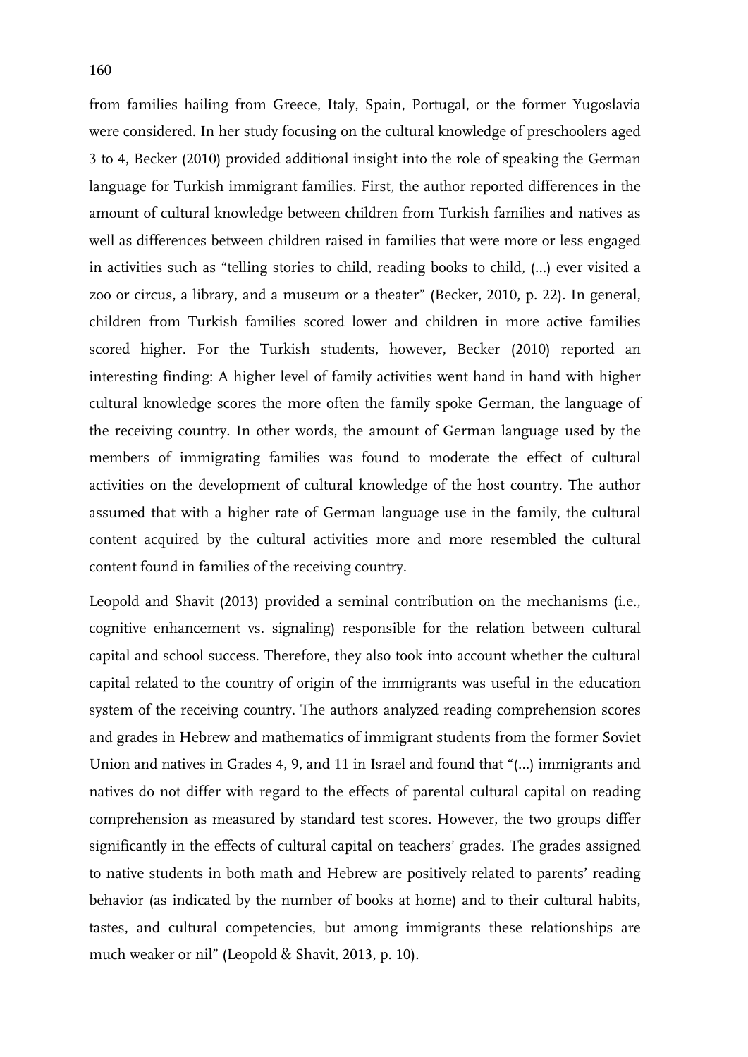from families hailing from Greece, Italy, Spain, Portugal, or the former Yugoslavia were considered. In her study focusing on the cultural knowledge of preschoolers aged 3 to 4, Becker (2010) provided additional insight into the role of speaking the German language for Turkish immigrant families. First, the author reported differences in the amount of cultural knowledge between children from Turkish families and natives as well as differences between children raised in families that were more or less engaged in activities such as "telling stories to child, reading books to child, (...) ever visited a zoo or circus, a library, and a museum or a theater" (Becker, 2010, p. 22). In general, children from Turkish families scored lower and children in more active families scored higher. For the Turkish students, however, Becker (2010) reported an interesting finding: A higher level of family activities went hand in hand with higher cultural knowledge scores the more often the family spoke German, the language of the receiving country. In other words, the amount of German language used by the members of immigrating families was found to moderate the effect of cultural activities on the development of cultural knowledge of the host country. The author assumed that with a higher rate of German language use in the family, the cultural content acquired by the cultural activities more and more resembled the cultural content found in families of the receiving country.

Leopold and Shavit (2013) provided a seminal contribution on the mechanisms (i.e., cognitive enhancement vs. signaling) responsible for the relation between cultural capital and school success. Therefore, they also took into account whether the cultural capital related to the country of origin of the immigrants was useful in the education system of the receiving country. The authors analyzed reading comprehension scores and grades in Hebrew and mathematics of immigrant students from the former Soviet Union and natives in Grades 4, 9, and 11 in Israel and found that "(...) immigrants and natives do not differ with regard to the effects of parental cultural capital on reading comprehension as measured by standard test scores. However, the two groups differ significantly in the effects of cultural capital on teachers' grades. The grades assigned to native students in both math and Hebrew are positively related to parents' reading behavior (as indicated by the number of books at home) and to their cultural habits, tastes, and cultural competencies, but among immigrants these relationships are much weaker or nil" (Leopold & Shavit, 2013, p. 10).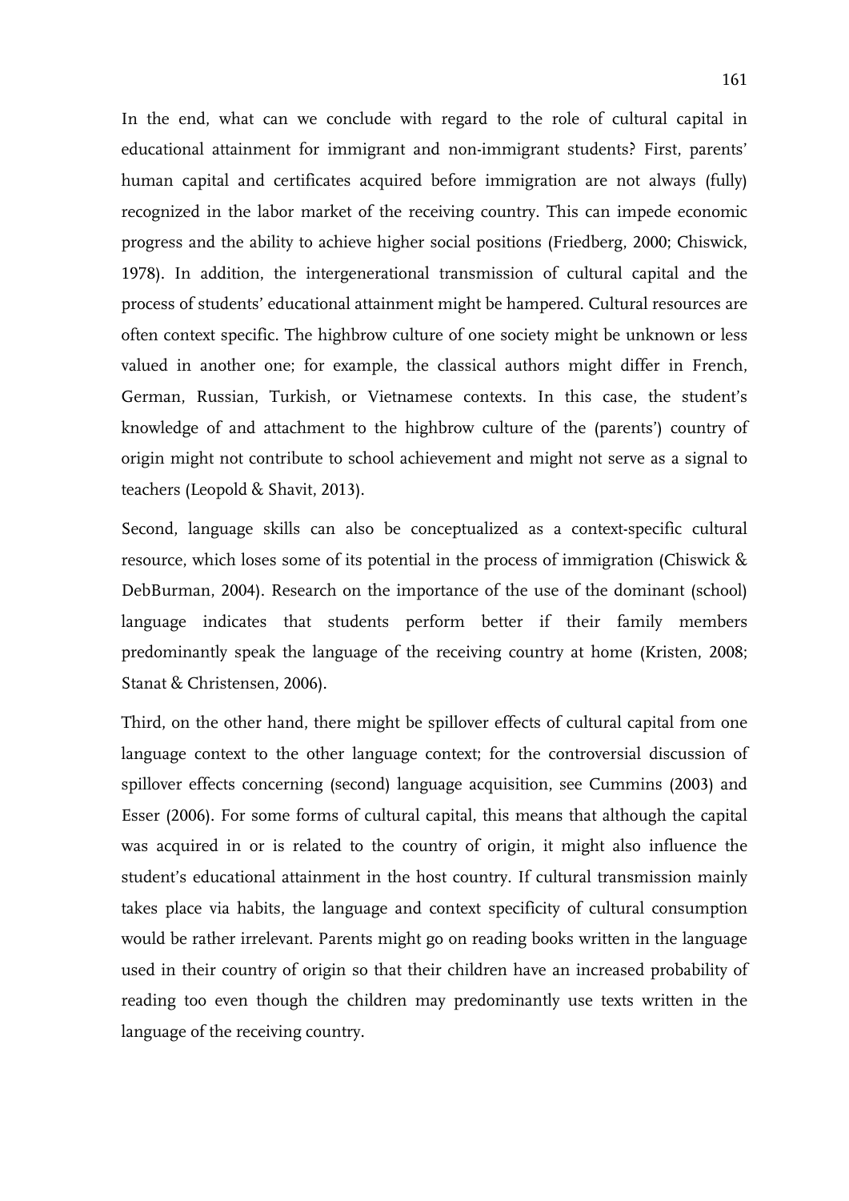In the end, what can we conclude with regard to the role of cultural capital in educational attainment for immigrant and non-immigrant students? First, parents' human capital and certificates acquired before immigration are not always (fully) recognized in the labor market of the receiving country. This can impede economic progress and the ability to achieve higher social positions (Friedberg, 2000; Chiswick, 1978). In addition, the intergenerational transmission of cultural capital and the process of students' educational attainment might be hampered. Cultural resources are often context specific. The highbrow culture of one society might be unknown or less valued in another one; for example, the classical authors might differ in French, German, Russian, Turkish, or Vietnamese contexts. In this case, the student's knowledge of and attachment to the highbrow culture of the (parents') country of origin might not contribute to school achievement and might not serve as a signal to teachers (Leopold & Shavit, 2013).

Second, language skills can also be conceptualized as a context-specific cultural resource, which loses some of its potential in the process of immigration (Chiswick & DebBurman, 2004). Research on the importance of the use of the dominant (school) language indicates that students perform better if their family members predominantly speak the language of the receiving country at home (Kristen, 2008; Stanat & Christensen, 2006).

Third, on the other hand, there might be spillover effects of cultural capital from one language context to the other language context; for the controversial discussion of spillover effects concerning (second) language acquisition, see Cummins (2003) and Esser (2006). For some forms of cultural capital, this means that although the capital was acquired in or is related to the country of origin, it might also influence the student's educational attainment in the host country. If cultural transmission mainly takes place via habits, the language and context specificity of cultural consumption would be rather irrelevant. Parents might go on reading books written in the language used in their country of origin so that their children have an increased probability of reading too even though the children may predominantly use texts written in the language of the receiving country.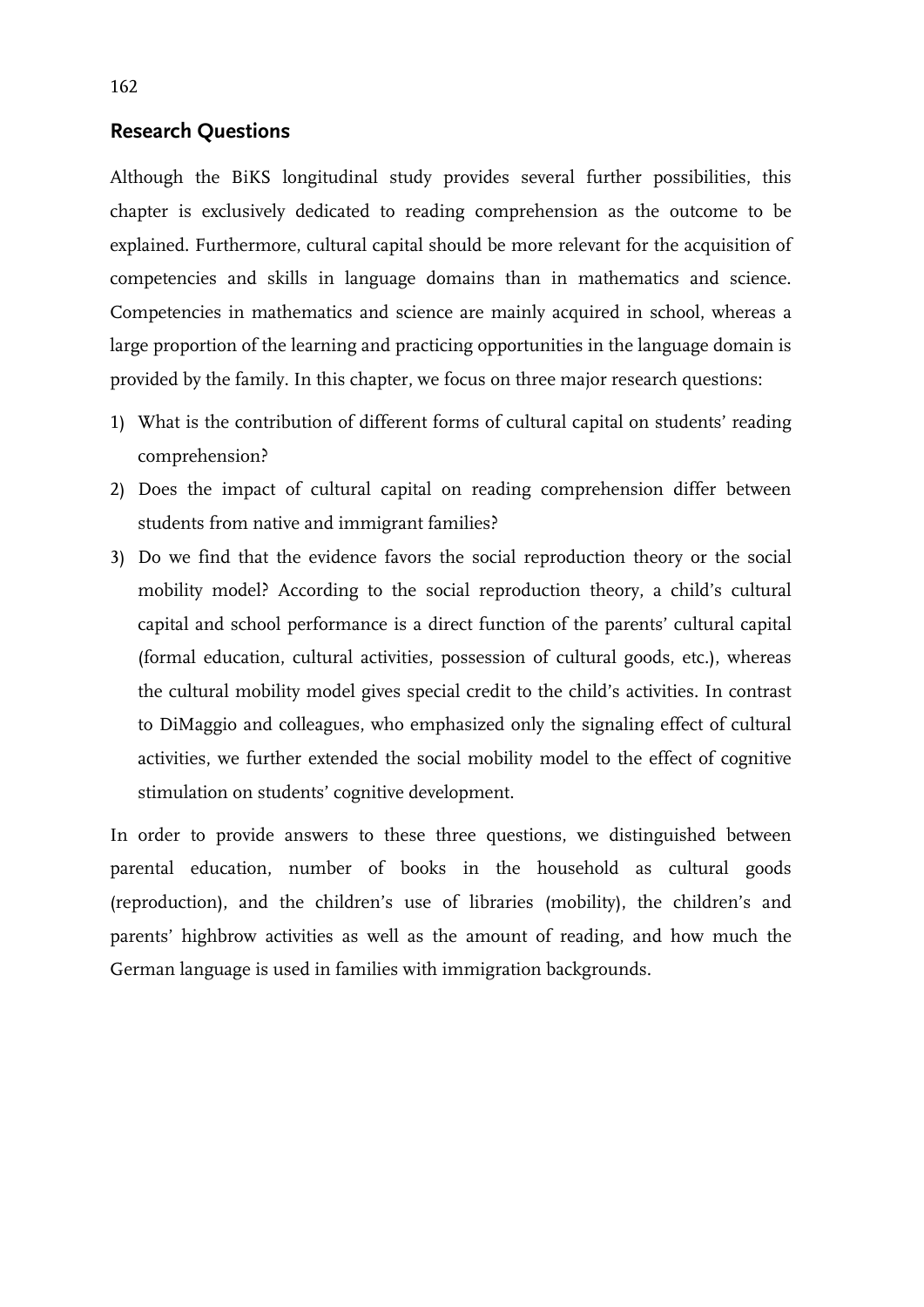## Research Questions

Although the BiKS longitudinal study provides several further possibilities, this chapter is exclusively dedicated to reading comprehension as the outcome to be explained. Furthermore, cultural capital should be more relevant for the acquisition of competencies and skills in language domains than in mathematics and science. Competencies in mathematics and science are mainly acquired in school, whereas a large proportion of the learning and practicing opportunities in the language domain is provided by the family. In this chapter, we focus on three major research questions:

1) What is the contribution of different forms of cultural capital on students' reading comprehension?
2) Does the impact of cultural capital on reading comprehension differ between students from native and immigrant families?
3) Do we find that the evidence favors the social reproduction theory or the social mobility model? According to the social reproduction theory, a child's cultural capital and school performance is a direct function of the parents' cultural capital (formal education, cultural activities, possession of cultural goods, etc.), whereas the cultural mobility model gives special credit to the child's activities. In contrast to DiMaggio and colleagues, who emphasized only the signaling effect of cultural activities, we further extended the social mobility model to the effect of cognitive stimulation on students' cognitive development.

In order to provide answers to these three questions, we distinguished between parental education, number of books in the household as cultural goods (reproduction), and the children's use of libraries (mobility), the children's and parents' highbrow activities as well as the amount of reading, and how much the German language is used in families with immigration backgrounds.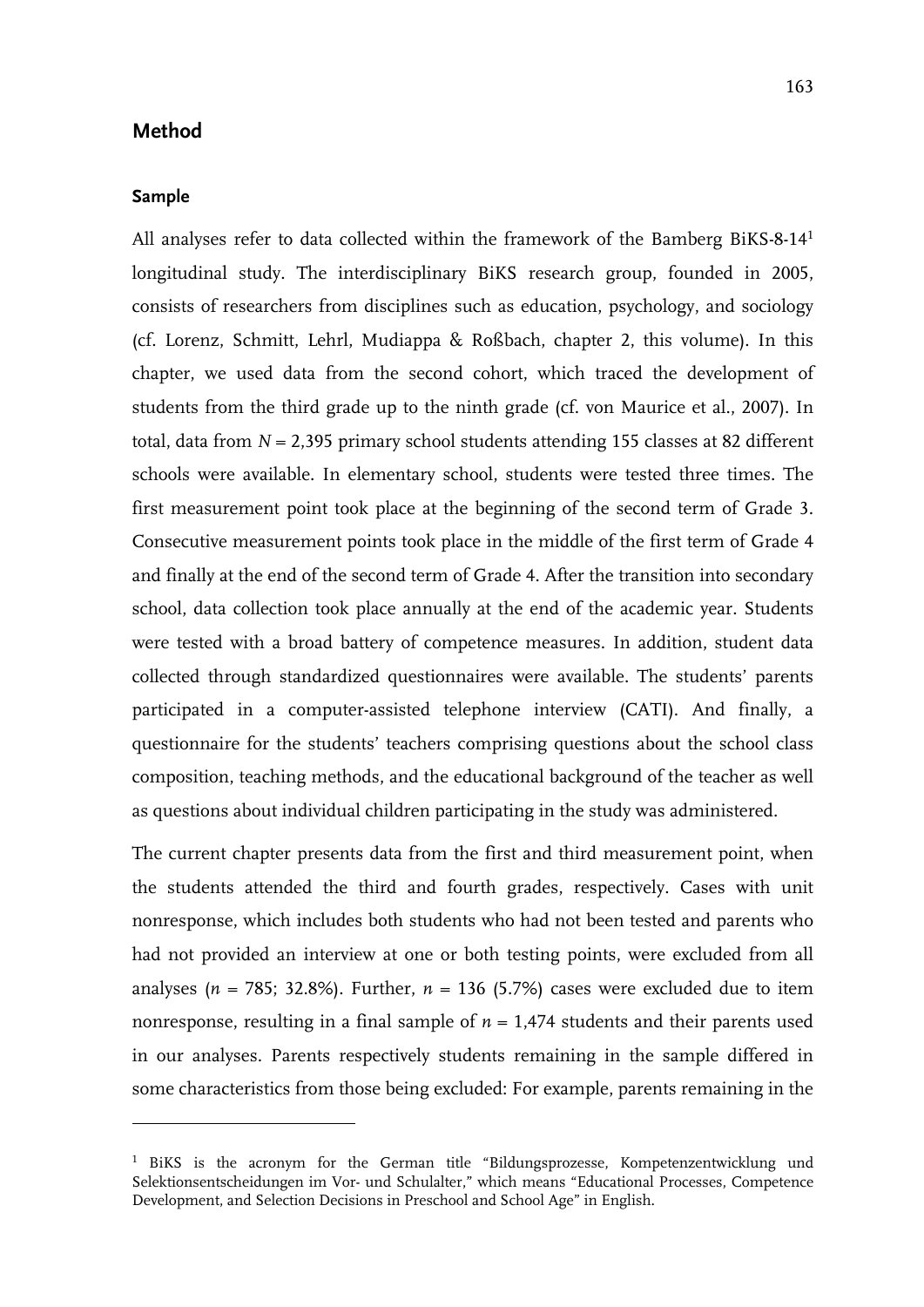## Method

### Sample

All analyses refer to data collected within the framework of the Bamberg BiKS-8-14[1] longitudinal study. The interdisciplinary BiKS research group, founded in 2005, consists of researchers from disciplines such as education, psychology, and sociology (cf. Lorenz, Schmitt, Lehrl, Mudiappa & Roßbach, chapter 2, this volume). In this chapter, we used data from the second cohort, which traced the development of students from the third grade up to the ninth grade (cf. von Maurice et al., 2007). In total, data from $N = 2{,}395$ primary school students attending 155 classes at 82 different schools were available. In elementary school, students were tested three times. The first measurement point took place at the beginning of the second term of Grade 3. Consecutive measurement points took place in the middle of the first term of Grade 4 and finally at the end of the second term of Grade 4. After the transition into secondary school, data collection took place annually at the end of the academic year. Students were tested with a broad battery of competence measures. In addition, student data collected through standardized questionnaires were available. The students' parents participated in a computer-assisted telephone interview (CATI). And finally, a questionnaire for the students' teachers comprising questions about the school class composition, teaching methods, and the educational background of the teacher as well as questions about individual children participating in the study was administered.

The current chapter presents data from the first and third measurement point, when the students attended the third and fourth grades, respectively. Cases with unit nonresponse, which includes both students who had not been tested and parents who had not provided an interview at one or both testing points, were excluded from all analyses ($n = 785$; 32.8%). Further, $n = 136$ (5.7%) cases were excluded due to item nonresponse, resulting in a final sample of $n = 1{,}474$ students and their parents used in our analyses. Parents respectively students remaining in the sample differed in some characteristics from those being excluded: For example, parents remaining in the

[1] BiKS is the acronym for the German title "Bildungsprozesse, Kompetenzentwicklung und Selektionsentscheidungen im Vor- und Schulalter," which means "Educational Processes, Competence Development, and Selection Decisions in Preschool and School Age" in English.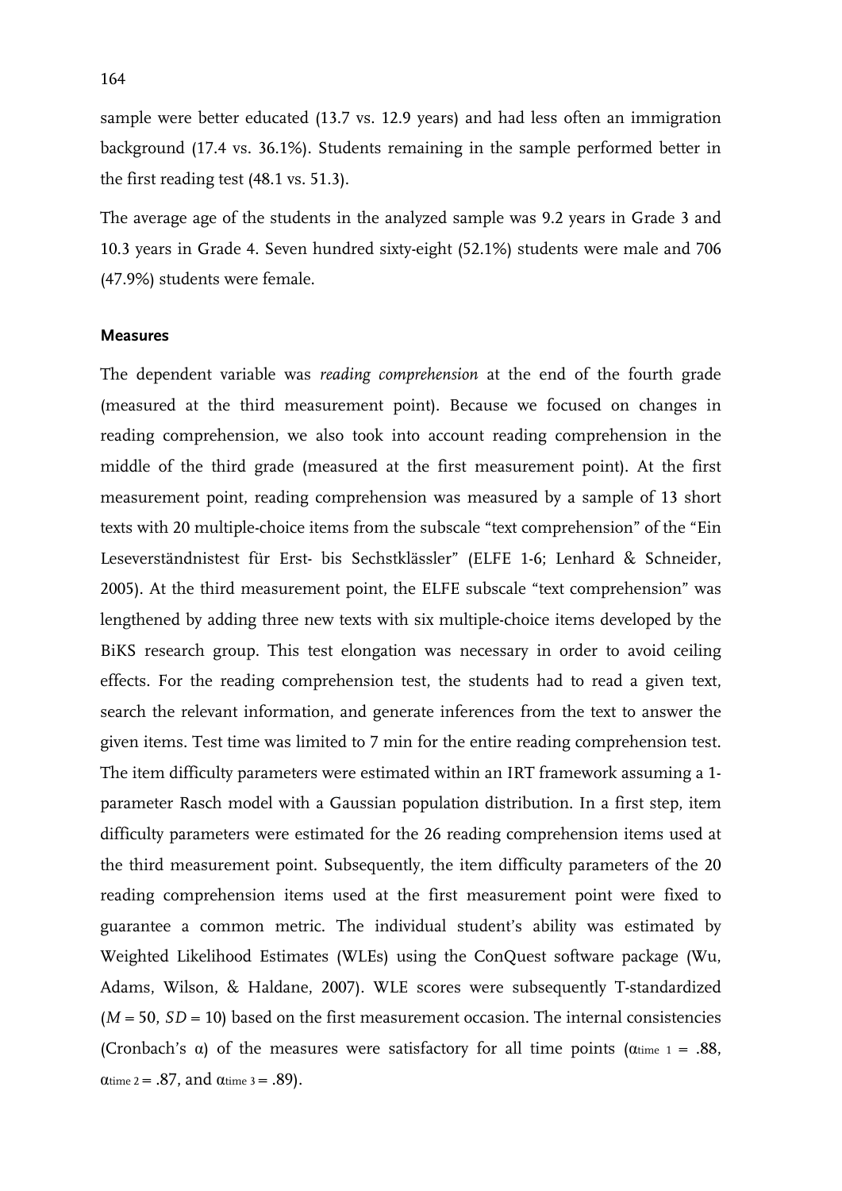sample were better educated (13.7 vs. 12.9 years) and had less often an immigration background (17.4 vs. 36.1%). Students remaining in the sample performed better in the first reading test (48.1 vs. 51.3).

The average age of the students in the analyzed sample was 9.2 years in Grade 3 and 10.3 years in Grade 4. Seven hundred sixty-eight (52.1%) students were male and 706 (47.9%) students were female.

### Measures

The dependent variable was *reading comprehension* at the end of the fourth grade (measured at the third measurement point). Because we focused on changes in reading comprehension, we also took into account reading comprehension in the middle of the third grade (measured at the first measurement point). At the first measurement point, reading comprehension was measured by a sample of 13 short texts with 20 multiple-choice items from the subscale "text comprehension" of the "Ein Leseverständnistest für Erst- bis Sechstklässler" (ELFE 1-6; Lenhard & Schneider, 2005). At the third measurement point, the ELFE subscale "text comprehension" was lengthened by adding three new texts with six multiple-choice items developed by the BiKS research group. This test elongation was necessary in order to avoid ceiling effects. For the reading comprehension test, the students had to read a given text, search the relevant information, and generate inferences from the text to answer the given items. Test time was limited to 7 min for the entire reading comprehension test. The item difficulty parameters were estimated within an IRT framework assuming a 1-parameter Rasch model with a Gaussian population distribution. In a first step, item difficulty parameters were estimated for the 26 reading comprehension items used at the third measurement point. Subsequently, the item difficulty parameters of the 20 reading comprehension items used at the first measurement point were fixed to guarantee a common metric. The individual student's ability was estimated by Weighted Likelihood Estimates (WLEs) using the ConQuest software package (Wu, Adams, Wilson, & Haldane, 2007). WLE scores were subsequently T-standardized ($M = 50$, $SD = 10$) based on the first measurement occasion. The internal consistencies (Cronbach's α) of the measures were satisfactory for all time points ($\alpha_{\text{time 1}} = .88$, $\alpha_{\text{time 2}} = .87$, and $\alpha_{\text{time 3}} = .89$).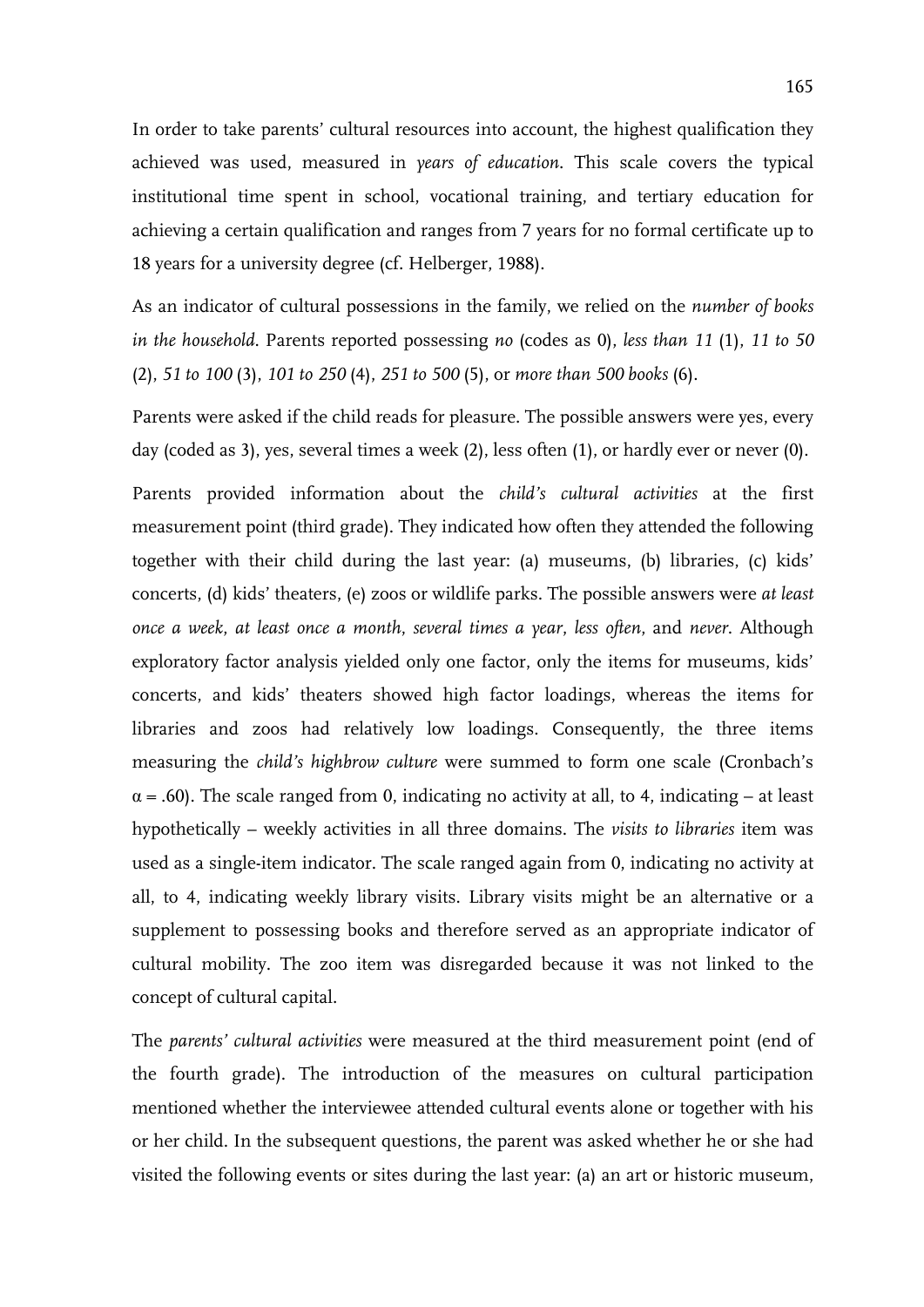In order to take parents' cultural resources into account, the highest qualification they achieved was used, measured in *years of education*. This scale covers the typical institutional time spent in school, vocational training, and tertiary education for achieving a certain qualification and ranges from 7 years for no formal certificate up to 18 years for a university degree (cf. Helberger, 1988).

As an indicator of cultural possessions in the family, we relied on the *number of books in the household*. Parents reported possessing *no* (codes as 0), *less than 11* (1), *11 to 50* (2), *51 to 100* (3), *101 to 250* (4), *251 to 500* (5), or *more than 500 books* (6).

Parents were asked if the child reads for pleasure. The possible answers were yes, every day (coded as 3), yes, several times a week (2), less often (1), or hardly ever or never (0).

Parents provided information about the *child's cultural activities* at the first measurement point (third grade). They indicated how often they attended the following together with their child during the last year: (a) museums, (b) libraries, (c) kids' concerts, (d) kids' theaters, (e) zoos or wildlife parks. The possible answers were *at least once a week*, *at least once a month*, *several times a year*, *less often*, and *never*. Although exploratory factor analysis yielded only one factor, only the items for museums, kids' concerts, and kids' theaters showed high factor loadings, whereas the items for libraries and zoos had relatively low loadings. Consequently, the three items measuring the *child's highbrow culture* were summed to form one scale (Cronbach's $\alpha = .60$). The scale ranged from 0, indicating no activity at all, to 4, indicating – at least hypothetically – weekly activities in all three domains. The *visits to libraries* item was used as a single-item indicator. The scale ranged again from 0, indicating no activity at all, to 4, indicating weekly library visits. Library visits might be an alternative or a supplement to possessing books and therefore served as an appropriate indicator of cultural mobility. The zoo item was disregarded because it was not linked to the concept of cultural capital.

The *parents' cultural activities* were measured at the third measurement point (end of the fourth grade). The introduction of the measures on cultural participation mentioned whether the interviewee attended cultural events alone or together with his or her child. In the subsequent questions, the parent was asked whether he or she had visited the following events or sites during the last year: (a) an art or historic museum,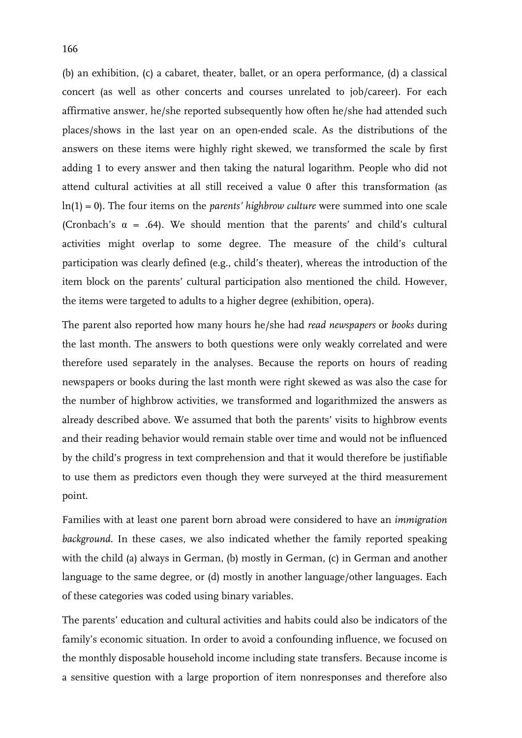(b) an exhibition, (c) a cabaret, theater, ballet, or an opera performance, (d) a classical concert (as well as other concerts and courses unrelated to job/career). For each affirmative answer, he/she reported subsequently how often he/she had attended such places/shows in the last year on an open-ended scale. As the distributions of the answers on these items were highly right skewed, we transformed the scale by first adding 1 to every answer and then taking the natural logarithm. People who did not attend cultural activities at all still received a value 0 after this transformation (as $\ln(1) = 0$). The four items on the *parents' highbrow culture* were summed into one scale (Cronbach's $\alpha = .64$). We should mention that the parents' and child's cultural activities might overlap to some degree. The measure of the child's cultural participation was clearly defined (e.g., child's theater), whereas the introduction of the item block on the parents' cultural participation also mentioned the child. However, the items were targeted to adults to a higher degree (exhibition, opera).

The parent also reported how many hours he/she had *read newspapers* or *books* during the last month. The answers to both questions were only weakly correlated and were therefore used separately in the analyses. Because the reports on hours of reading newspapers or books during the last month were right skewed as was also the case for the number of highbrow activities, we transformed and logarithmized the answers as already described above. We assumed that both the parents' visits to highbrow events and their reading behavior would remain stable over time and would not be influenced by the child's progress in text comprehension and that it would therefore be justifiable to use them as predictors even though they were surveyed at the third measurement point.

Families with at least one parent born abroad were considered to have an *immigration background*. In these cases, we also indicated whether the family reported speaking with the child (a) always in German, (b) mostly in German, (c) in German and another language to the same degree, or (d) mostly in another language/other languages. Each of these categories was coded using binary variables.

The parents' education and cultural activities and habits could also be indicators of the family's economic situation. In order to avoid a confounding influence, we focused on the monthly disposable household income including state transfers. Because income is a sensitive question with a large proportion of item nonresponses and therefore also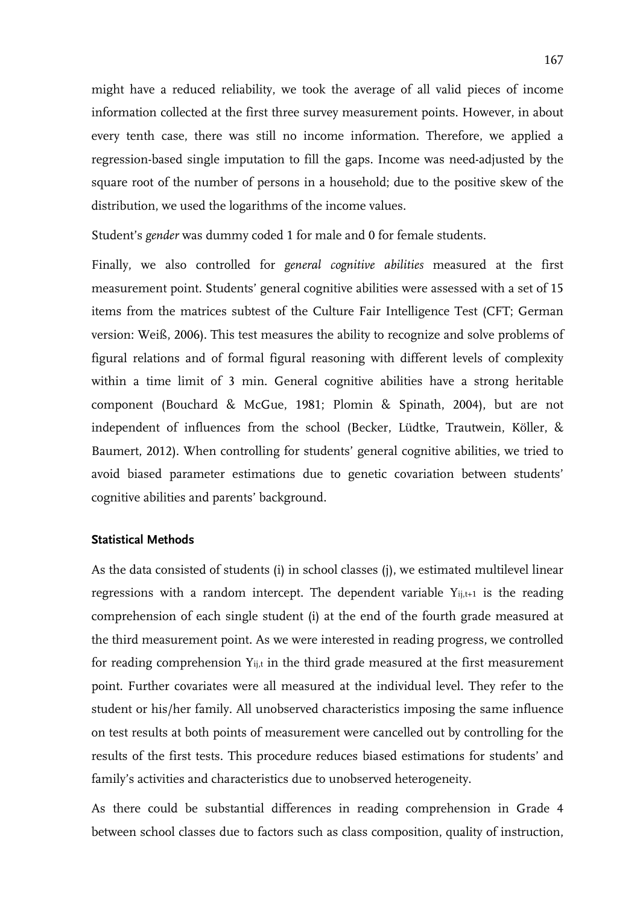might have a reduced reliability, we took the average of all valid pieces of income information collected at the first three survey measurement points. However, in about every tenth case, there was still no income information. Therefore, we applied a regression-based single imputation to fill the gaps. Income was need-adjusted by the square root of the number of persons in a household; due to the positive skew of the distribution, we used the logarithms of the income values.

Student's *gender* was dummy coded 1 for male and 0 for female students.

Finally, we also controlled for *general cognitive abilities* measured at the first measurement point. Students' general cognitive abilities were assessed with a set of 15 items from the matrices subtest of the Culture Fair Intelligence Test (CFT; German version: Weiß, 2006). This test measures the ability to recognize and solve problems of figural relations and of formal figural reasoning with different levels of complexity within a time limit of 3 min. General cognitive abilities have a strong heritable component (Bouchard & McGue, 1981; Plomin & Spinath, 2004), but are not independent of influences from the school (Becker, Lüdtke, Trautwein, Köller, & Baumert, 2012). When controlling for students' general cognitive abilities, we tried to avoid biased parameter estimations due to genetic covariation between students' cognitive abilities and parents' background.

## Statistical Methods

As the data consisted of students (i) in school classes (j), we estimated multilevel linear regressions with a random intercept. The dependent variable $Y_{ij,t+1}$ is the reading comprehension of each single student (i) at the end of the fourth grade measured at the third measurement point. As we were interested in reading progress, we controlled for reading comprehension $Y_{ij,t}$ in the third grade measured at the first measurement point. Further covariates were all measured at the individual level. They refer to the student or his/her family. All unobserved characteristics imposing the same influence on test results at both points of measurement were cancelled out by controlling for the results of the first tests. This procedure reduces biased estimations for students' and family's activities and characteristics due to unobserved heterogeneity.

As there could be substantial differences in reading comprehension in Grade 4 between school classes due to factors such as class composition, quality of instruction,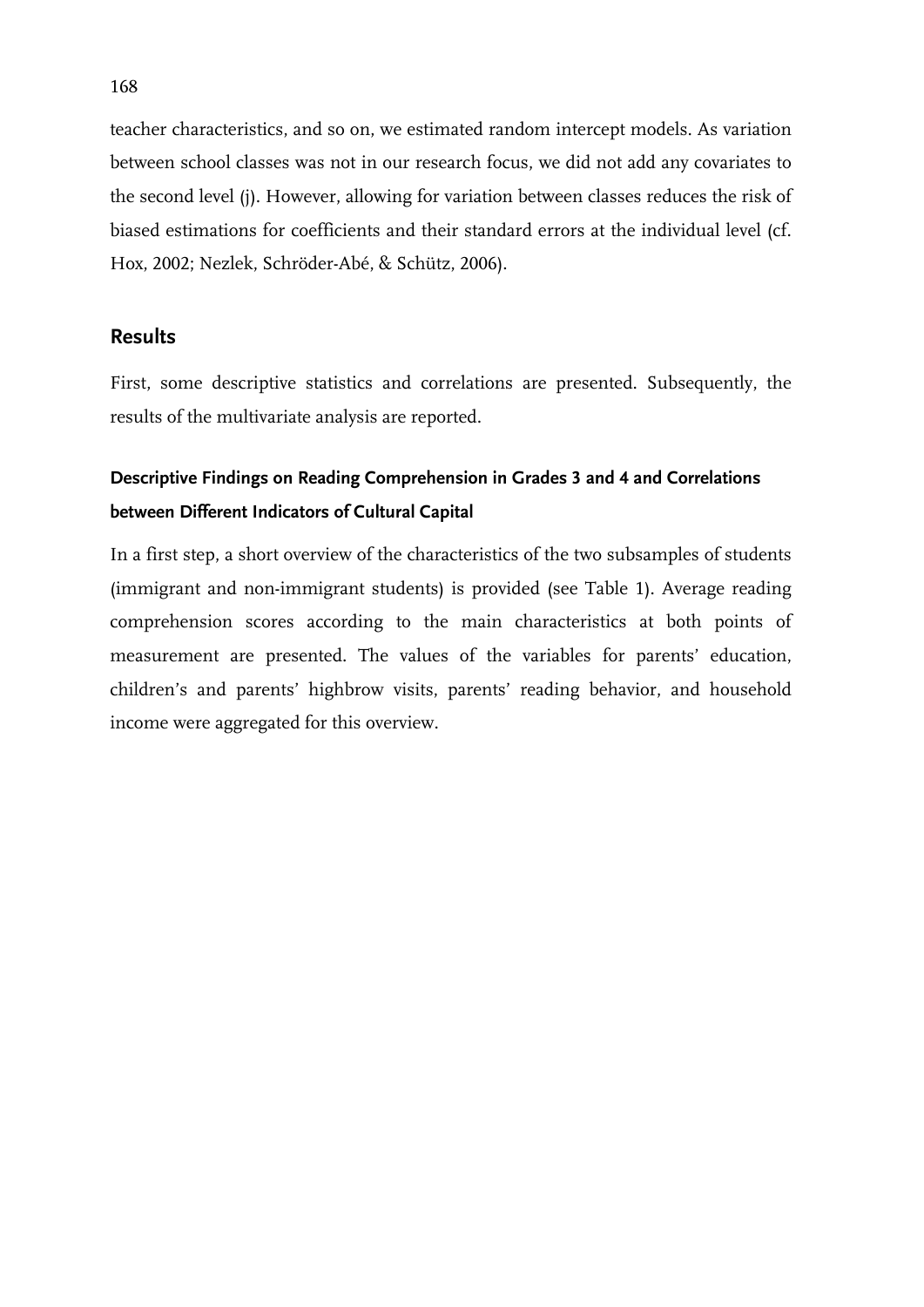teacher characteristics, and so on, we estimated random intercept models. As variation between school classes was not in our research focus, we did not add any covariates to the second level (j). However, allowing for variation between classes reduces the risk of biased estimations for coefficients and their standard errors at the individual level (cf. Hox, 2002; Nezlek, Schröder-Abé, & Schütz, 2006).

## Results

First, some descriptive statistics and correlations are presented. Subsequently, the results of the multivariate analysis are reported.

### Descriptive Findings on Reading Comprehension in Grades 3 and 4 and Correlations between Different Indicators of Cultural Capital

In a first step, a short overview of the characteristics of the two subsamples of students (immigrant and non-immigrant students) is provided (see Table 1). Average reading comprehension scores according to the main characteristics at both points of measurement are presented. The values of the variables for parents' education, children's and parents' highbrow visits, parents' reading behavior, and household income were aggregated for this overview.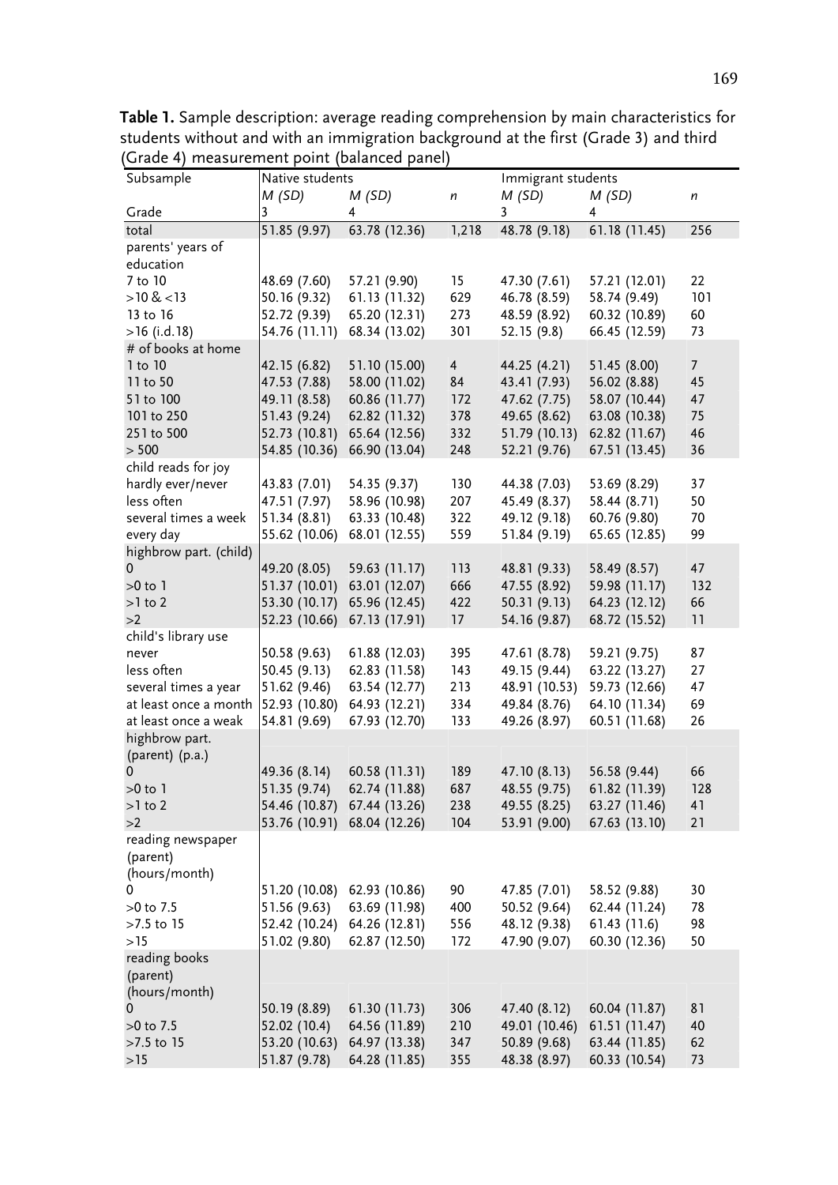**Table 1.** Sample description: average reading comprehension by main characteristics for students without and with an immigration background at the first (Grade 3) and third (Grade 4) measurement point (balanced panel)

| Subsample | Native students | | | Immigrant students | | |
|---|---|---|---|---|---|---|
| | *M (SD)* | *M (SD)* | *n* | *M (SD)* | *M (SD)* | *n* |
| Grade | 3 | 4 | | 3 | 4 | |
| total | 51.85 (9.97) | 63.78 (12.36) | 1,218 | 48.78 (9.18) | 61.18 (11.45) | 256 |
| parents' years of education | | | | | | |
| 7 to 10 | 48.69 (7.60) | 57.21 (9.90) | 15 | 47.30 (7.61) | 57.21 (12.01) | 22 |
| >10 & <13 | 50.16 (9.32) | 61.13 (11.32) | 629 | 46.78 (8.59) | 58.74 (9.49) | 101 |
| 13 to 16 | 52.72 (9.39) | 65.20 (12.31) | 273 | 48.59 (8.92) | 60.32 (10.89) | 60 |
| >16 (i.d.18) | 54.76 (11.11) | 68.34 (13.02) | 301 | 52.15 (9.8) | 66.45 (12.59) | 73 |
| # of books at home | | | | | | |
| 1 to 10 | 42.15 (6.82) | 51.10 (15.00) | 4 | 44.25 (4.21) | 51.45 (8.00) | 7 |
| 11 to 50 | 47.53 (7.88) | 58.00 (11.02) | 84 | 43.41 (7.93) | 56.02 (8.88) | 45 |
| 51 to 100 | 49.11 (8.58) | 60.86 (11.77) | 172 | 47.62 (7.75) | 58.07 (10.44) | 47 |
| 101 to 250 | 51.43 (9.24) | 62.82 (11.32) | 378 | 49.65 (8.62) | 63.08 (10.38) | 75 |
| 251 to 500 | 52.73 (10.81) | 65.64 (12.56) | 332 | 51.79 (10.13) | 62.82 (11.67) | 46 |
| > 500 | 54.85 (10.36) | 66.90 (13.04) | 248 | 52.21 (9.76) | 67.51 (13.45) | 36 |
| child reads for joy | | | | | | |
| hardly ever/never | 43.83 (7.01) | 54.35 (9.37) | 130 | 44.38 (7.03) | 53.69 (8.29) | 37 |
| less often | 47.51 (7.97) | 58.96 (10.98) | 207 | 45.49 (8.37) | 58.44 (8.71) | 50 |
| several times a week | 51.34 (8.81) | 63.33 (10.48) | 322 | 49.12 (9.18) | 60.76 (9.80) | 70 |
| every day | 55.62 (10.06) | 68.01 (12.55) | 559 | 51.84 (9.19) | 65.65 (12.85) | 99 |
| highbrow part. (child) | | | | | | |
| 0 | 49.20 (8.05) | 59.63 (11.17) | 113 | 48.81 (9.33) | 58.49 (8.57) | 47 |
| >0 to 1 | 51.37 (10.01) | 63.01 (12.07) | 666 | 47.55 (8.92) | 59.98 (11.17) | 132 |
| >1 to 2 | 53.30 (10.17) | 65.96 (12.45) | 422 | 50.31 (9.13) | 64.23 (12.12) | 66 |
| >2 | 52.23 (10.66) | 67.13 (17.91) | 17 | 54.16 (9.87) | 68.72 (15.52) | 11 |
| child's library use | | | | | | |
| never | 50.58 (9.63) | 61.88 (12.03) | 395 | 47.61 (8.78) | 59.21 (9.75) | 87 |
| less often | 50.45 (9.13) | 62.83 (11.58) | 143 | 49.15 (9.44) | 63.22 (13.27) | 27 |
| several times a year | 51.62 (9.46) | 63.54 (12.77) | 213 | 48.91 (10.53) | 59.73 (12.66) | 47 |
| at least once a month | 52.93 (10.80) | 64.93 (12.21) | 334 | 49.84 (8.76) | 64.10 (11.34) | 69 |
| at least once a weak | 54.81 (9.69) | 67.93 (12.70) | 133 | 49.26 (8.97) | 60.51 (11.68) | 26 |
| highbrow part. (parent) (p.a.) | | | | | | |
| 0 | 49.36 (8.14) | 60.58 (11.31) | 189 | 47.10 (8.13) | 56.58 (9.44) | 66 |
| >0 to 1 | 51.35 (9.74) | 62.74 (11.88) | 687 | 48.55 (9.75) | 61.82 (11.39) | 128 |
| >1 to 2 | 54.46 (10.87) | 67.44 (13.26) | 238 | 49.55 (8.25) | 63.27 (11.46) | 41 |
| >2 | 53.76 (10.91) | 68.04 (12.26) | 104 | 53.91 (9.00) | 67.63 (13.10) | 21 |
| reading newspaper (parent) (hours/month) | | | | | | |
| 0 | 51.20 (10.08) | 62.93 (10.86) | 90 | 47.85 (7.01) | 58.52 (9.88) | 30 |
| >0 to 7.5 | 51.56 (9.63) | 63.69 (11.98) | 400 | 50.52 (9.64) | 62.44 (11.24) | 78 |
| >7.5 to 15 | 52.42 (10.24) | 64.26 (12.81) | 556 | 48.12 (9.38) | 61.43 (11.6) | 98 |
| >15 | 51.02 (9.80) | 62.87 (12.50) | 172 | 47.90 (9.07) | 60.30 (12.36) | 50 |
| reading books (parent) (hours/month) | | | | | | |
| 0 | 50.19 (8.89) | 61.30 (11.73) | 306 | 47.40 (8.12) | 60.04 (11.87) | 81 |
| >0 to 7.5 | 52.02 (10.4) | 64.56 (11.89) | 210 | 49.01 (10.46) | 61.51 (11.47) | 40 |
| >7.5 to 15 | 53.20 (10.63) | 64.97 (13.38) | 347 | 50.89 (9.68) | 63.44 (11.85) | 62 |
| >15 | 51.87 (9.78) | 64.28 (11.85) | 355 | 48.38 (8.97) | 60.33 (10.54) | 73 |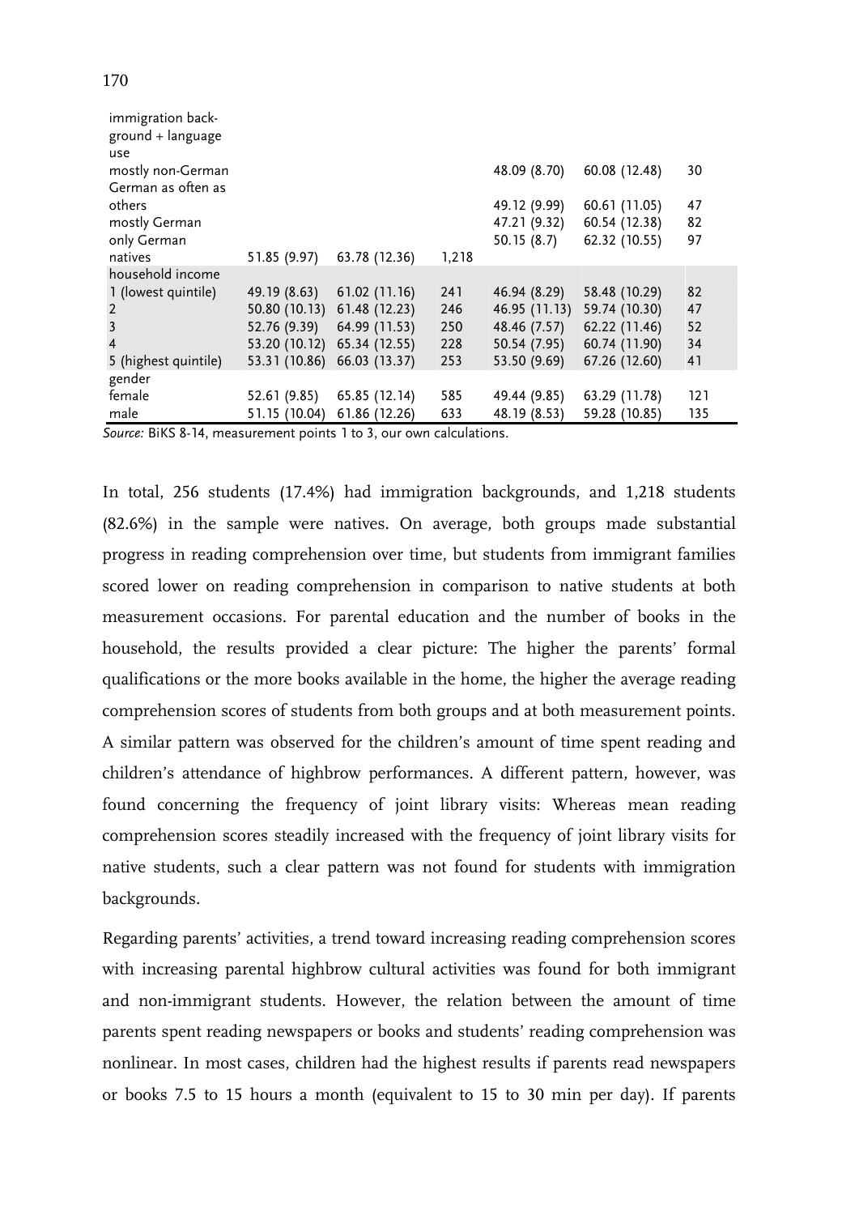| | | | | | | |
|---|---|---|---|---|---|---|
| immigration background + language use | | | | | | |
| mostly non-German | | | | 48.09 (8.70) | 60.08 (12.48) | 30 |
| German as often as others | | | | 49.12 (9.99) | 60.61 (11.05) | 47 |
| mostly German | | | | 47.21 (9.32) | 60.54 (12.38) | 82 |
| only German | | | | 50.15 (8.7) | 62.32 (10.55) | 97 |
| natives | 51.85 (9.97) | 63.78 (12.36) | 1,218 | | | |
| household income | | | | | | |
| 1 (lowest quintile) | 49.19 (8.63) | 61.02 (11.16) | 241 | 46.94 (8.29) | 58.48 (10.29) | 82 |
| 2 | 50.80 (10.13) | 61.48 (12.23) | 246 | 46.95 (11.13) | 59.74 (10.30) | 47 |
| 3 | 52.76 (9.39) | 64.99 (11.53) | 250 | 48.46 (7.57) | 62.22 (11.46) | 52 |
| 4 | 53.20 (10.12) | 65.34 (12.55) | 228 | 50.54 (7.95) | 60.74 (11.90) | 34 |
| 5 (highest quintile) | 53.31 (10.86) | 66.03 (13.37) | 253 | 53.50 (9.69) | 67.26 (12.60) | 41 |
| gender | | | | | | |
| female | 52.61 (9.85) | 65.85 (12.14) | 585 | 49.44 (9.85) | 63.29 (11.78) | 121 |
| male | 51.15 (10.04) | 61.86 (12.26) | 633 | 48.19 (8.53) | 59.28 (10.85) | 135 |

*Source:* BiKS 8-14, measurement points 1 to 3, our own calculations.

In total, 256 students (17.4%) had immigration backgrounds, and 1,218 students (82.6%) in the sample were natives. On average, both groups made substantial progress in reading comprehension over time, but students from immigrant families scored lower on reading comprehension in comparison to native students at both measurement occasions. For parental education and the number of books in the household, the results provided a clear picture: The higher the parents' formal qualifications or the more books available in the home, the higher the average reading comprehension scores of students from both groups and at both measurement points. A similar pattern was observed for the children's amount of time spent reading and children's attendance of highbrow performances. A different pattern, however, was found concerning the frequency of joint library visits: Whereas mean reading comprehension scores steadily increased with the frequency of joint library visits for native students, such a clear pattern was not found for students with immigration backgrounds.

Regarding parents' activities, a trend toward increasing reading comprehension scores with increasing parental highbrow cultural activities was found for both immigrant and non-immigrant students. However, the relation between the amount of time parents spent reading newspapers or books and students' reading comprehension was nonlinear. In most cases, children had the highest results if parents read newspapers or books 7.5 to 15 hours a month (equivalent to 15 to 30 min per day). If parents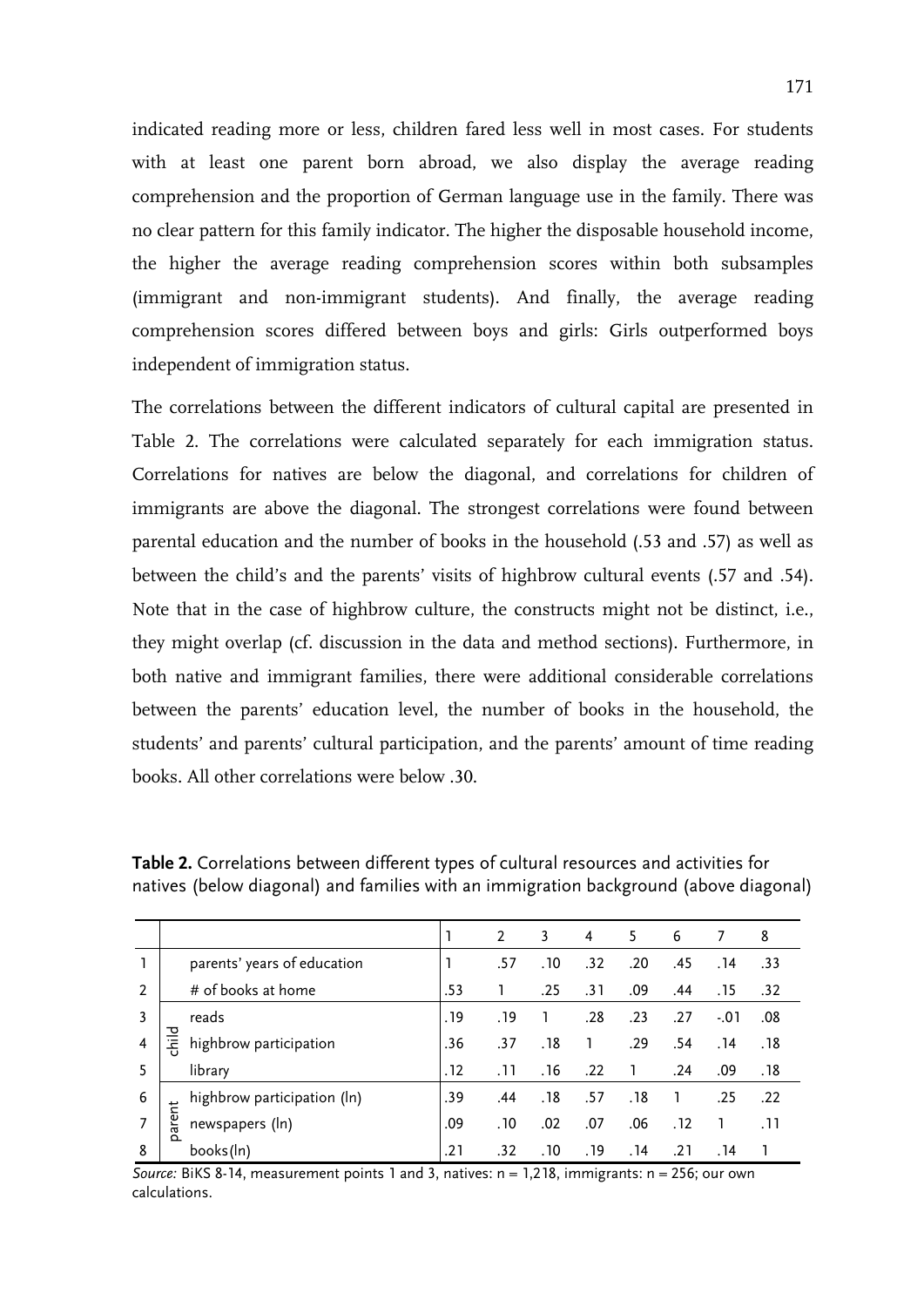indicated reading more or less, children fared less well in most cases. For students with at least one parent born abroad, we also display the average reading comprehension and the proportion of German language use in the family. There was no clear pattern for this family indicator. The higher the disposable household income, the higher the average reading comprehension scores within both subsamples (immigrant and non-immigrant students). And finally, the average reading comprehension scores differed between boys and girls: Girls outperformed boys independent of immigration status.

The correlations between the different indicators of cultural capital are presented in Table 2. The correlations were calculated separately for each immigration status. Correlations for natives are below the diagonal, and correlations for children of immigrants are above the diagonal. The strongest correlations were found between parental education and the number of books in the household (.53 and .57) as well as between the child's and the parents' visits of highbrow cultural events (.57 and .54). Note that in the case of highbrow culture, the constructs might not be distinct, i.e., they might overlap (cf. discussion in the data and method sections). Furthermore, in both native and immigrant families, there were additional considerable correlations between the parents' education level, the number of books in the household, the students' and parents' cultural participation, and the parents' amount of time reading books. All other correlations were below .30.

**Table 2.** Correlations between different types of cultural resources and activities for natives (below diagonal) and families with an immigration background (above diagonal)

| | | | 1 | 2 | 3 | 4 | 5 | 6 | 7 | 8 |
|---|---|---|---|---|---|---|---|---|---|---|
| 1 | | parents' years of education | 1 | .57 | .10 | .32 | .20 | .45 | .14 | .33 |
| 2 | | # of books at home | .53 | 1 | .25 | .31 | .09 | .44 | .15 | .32 |
| 3 | child | reads | .19 | .19 | 1 | .28 | .23 | .27 | -.01 | .08 |
| 4 | child | highbrow participation | .36 | .37 | .18 | 1 | .29 | .54 | .14 | .18 |
| 5 | child | library | .12 | .11 | .16 | .22 | 1 | .24 | .09 | .18 |
| 6 | parent | highbrow participation (ln) | .39 | .44 | .18 | .57 | .18 | 1 | .25 | .22 |
| 7 | parent | newspapers (ln) | .09 | .10 | .02 | .07 | .06 | .12 | 1 | .11 |
| 8 | parent | books(ln) | .21 | .32 | .10 | .19 | .14 | .21 | .14 | 1 |

*Source:* BiKS 8-14, measurement points 1 and 3, natives: n = 1,218, immigrants: n = 256; our own calculations.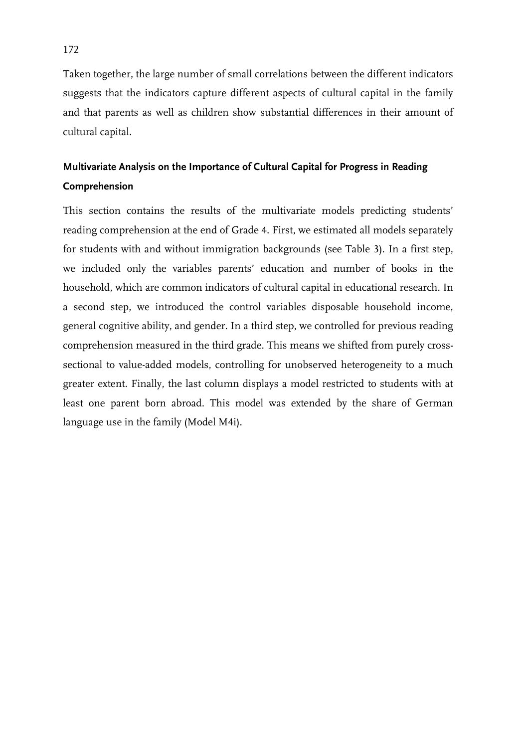Taken together, the large number of small correlations between the different indicators suggests that the indicators capture different aspects of cultural capital in the family and that parents as well as children show substantial differences in their amount of cultural capital.

### Multivariate Analysis on the Importance of Cultural Capital for Progress in Reading Comprehension

This section contains the results of the multivariate models predicting students' reading comprehension at the end of Grade 4. First, we estimated all models separately for students with and without immigration backgrounds (see Table 3). In a first step, we included only the variables parents' education and number of books in the household, which are common indicators of cultural capital in educational research. In a second step, we introduced the control variables disposable household income, general cognitive ability, and gender. In a third step, we controlled for previous reading comprehension measured in the third grade. This means we shifted from purely cross-sectional to value-added models, controlling for unobserved heterogeneity to a much greater extent. Finally, the last column displays a model restricted to students with at least one parent born abroad. This model was extended by the share of German language use in the family (Model M4i).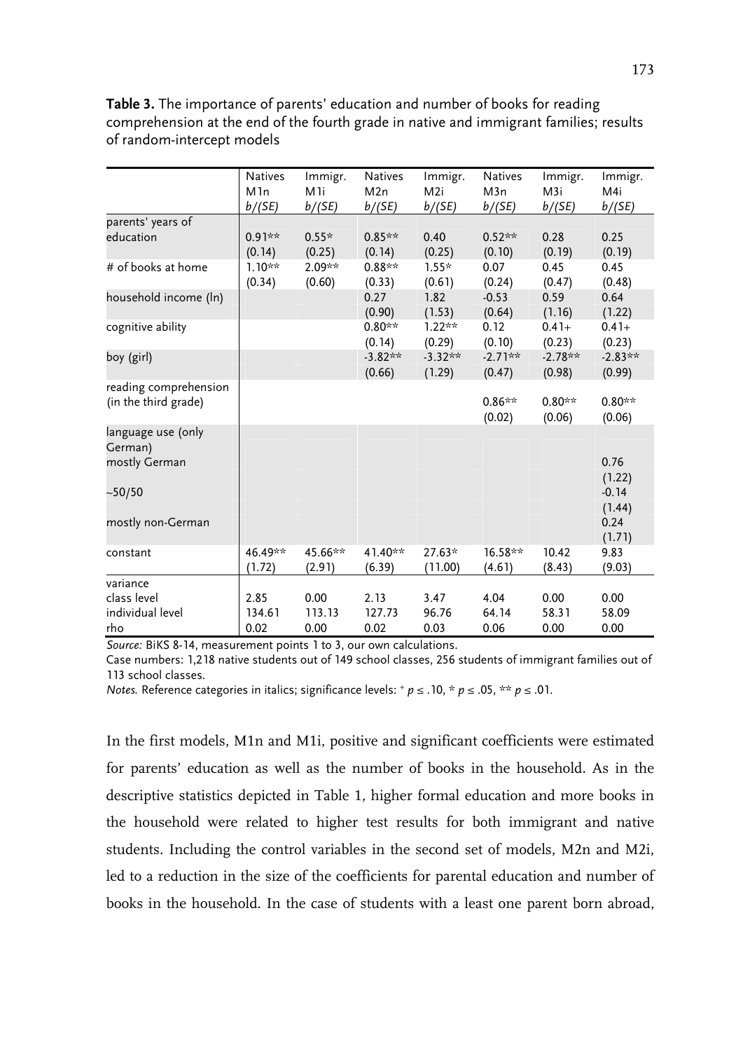**Table 3.** The importance of parents' education and number of books for reading comprehension at the end of the fourth grade in native and immigrant families; results of random-intercept models

| | Natives M1n *b/(SE)* | Immigr. M1i *b/(SE)* | Natives M2n *b/(SE)* | Immigr. M2i *b/(SE)* | Natives M3n *b/(SE)* | Immigr. M3i *b/(SE)* | Immigr. M4i *b/(SE)* |
|---|---|---|---|---|---|---|---|
| parents' years of education | 0.91** | 0.55* | 0.85** | 0.40 | 0.52** | 0.28 | 0.25 |
| | (0.14) | (0.25) | (0.14) | (0.25) | (0.10) | (0.19) | (0.19) |
| # of books at home | 1.10** | 2.09** | 0.88** | 1.55* | 0.07 | 0.45 | 0.45 |
| | (0.34) | (0.60) | (0.33) | (0.61) | (0.24) | (0.47) | (0.48) |
| household income (ln) | | | 0.27 | 1.82 | -0.53 | 0.59 | 0.64 |
| | | | (0.90) | (1.53) | (0.64) | (1.16) | (1.22) |
| cognitive ability | | | 0.80** | 1.22** | 0.12 | 0.41+ | 0.41+ |
| | | | (0.14) | (0.29) | (0.10) | (0.23) | (0.23) |
| boy (girl) | | | -3.82** | -3.32** | -2.71** | -2.78** | -2.83** |
| | | | (0.66) | (1.29) | (0.47) | (0.98) | (0.99) |
| reading comprehension (in the third grade) | | | | | 0.86** | 0.80** | 0.80** |
| | | | | | (0.02) | (0.06) | (0.06) |
| language use (*only German*) | | | | | | | |
| mostly German | | | | | | | 0.76 |
| | | | | | | | (1.22) |
| ~50/50 | | | | | | | -0.14 |
| | | | | | | | (1.44) |
| mostly non-German | | | | | | | 0.24 |
| | | | | | | | (1.71) |
| constant | 46.49** | 45.66** | 41.40** | 27.63* | 16.58** | 10.42 | 9.83 |
| | (1.72) | (2.91) | (6.39) | (11.00) | (4.61) | (8.43) | (9.03) |
| variance | | | | | | | |
| class level | 2.85 | 0.00 | 2.13 | 3.47 | 4.04 | 0.00 | 0.00 |
| individual level | 134.61 | 113.13 | 127.73 | 96.76 | 64.14 | 58.31 | 58.09 |
| rho | 0.02 | 0.00 | 0.02 | 0.03 | 0.06 | 0.00 | 0.00 |

*Source:* BiKS 8-14, measurement points 1 to 3, our own calculations.

Case numbers: 1,218 native students out of 149 school classes, 256 students of immigrant families out of 113 school classes.

*Notes.* Reference categories in italics; significance levels: + $p \leq .10$, * $p \leq .05$, ** $p \leq .01$.

In the first models, M1n and M1i, positive and significant coefficients were estimated for parents' education as well as the number of books in the household. As in the descriptive statistics depicted in Table 1, higher formal education and more books in the household were related to higher test results for both immigrant and native students. Including the control variables in the second set of models, M2n and M2i, led to a reduction in the size of the coefficients for parental education and number of books in the household. In the case of students with a least one parent born abroad,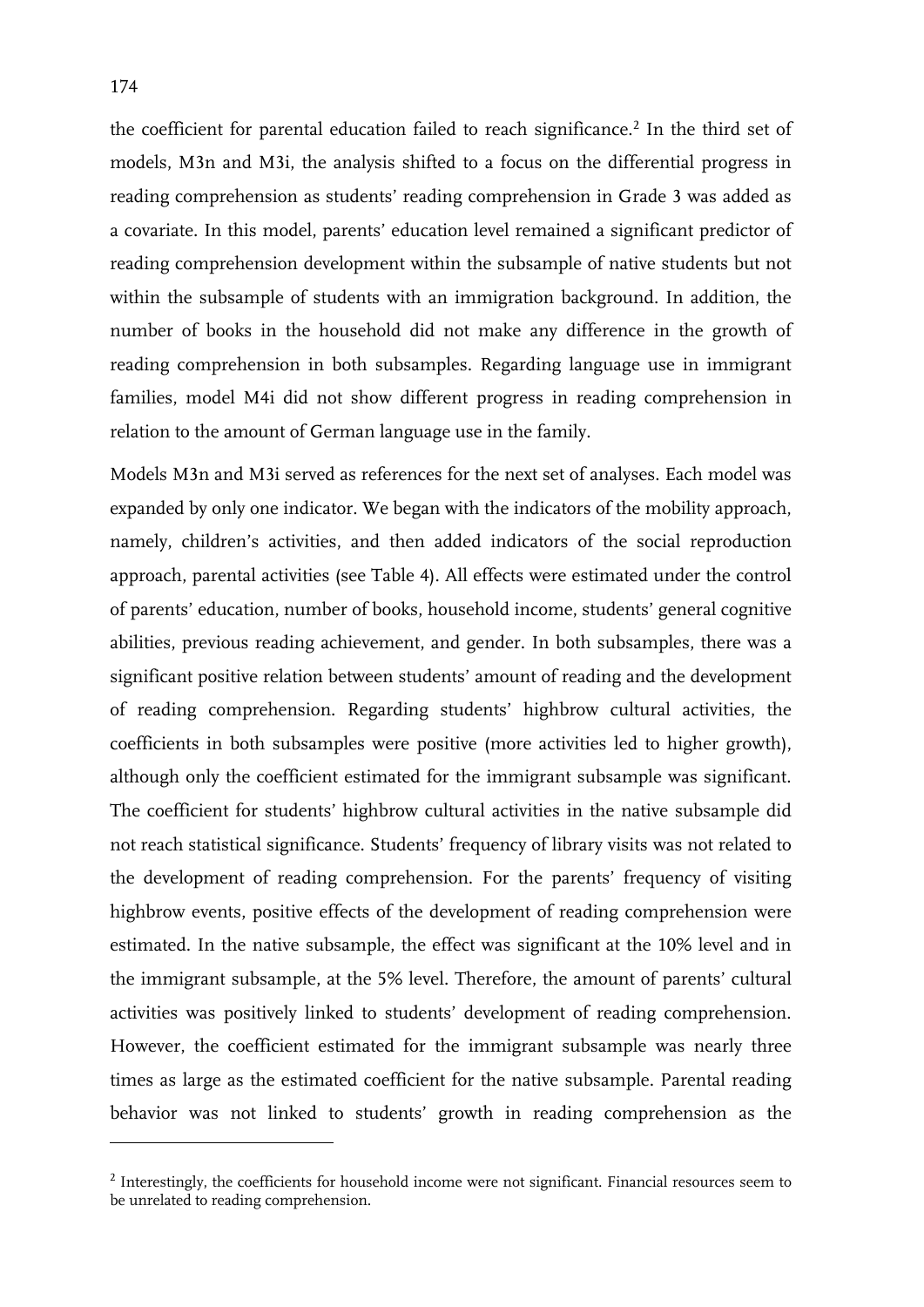the coefficient for parental education failed to reach significance.[2] In the third set of models, M3n and M3i, the analysis shifted to a focus on the differential progress in reading comprehension as students' reading comprehension in Grade 3 was added as a covariate. In this model, parents' education level remained a significant predictor of reading comprehension development within the subsample of native students but not within the subsample of students with an immigration background. In addition, the number of books in the household did not make any difference in the growth of reading comprehension in both subsamples. Regarding language use in immigrant families, model M4i did not show different progress in reading comprehension in relation to the amount of German language use in the family.

Models M3n and M3i served as references for the next set of analyses. Each model was expanded by only one indicator. We began with the indicators of the mobility approach, namely, children's activities, and then added indicators of the social reproduction approach, parental activities (see Table 4). All effects were estimated under the control of parents' education, number of books, household income, students' general cognitive abilities, previous reading achievement, and gender. In both subsamples, there was a significant positive relation between students' amount of reading and the development of reading comprehension. Regarding students' highbrow cultural activities, the coefficients in both subsamples were positive (more activities led to higher growth), although only the coefficient estimated for the immigrant subsample was significant. The coefficient for students' highbrow cultural activities in the native subsample did not reach statistical significance. Students' frequency of library visits was not related to the development of reading comprehension. For the parents' frequency of visiting highbrow events, positive effects of the development of reading comprehension were estimated. In the native subsample, the effect was significant at the 10% level and in the immigrant subsample, at the 5% level. Therefore, the amount of parents' cultural activities was positively linked to students' development of reading comprehension. However, the coefficient estimated for the immigrant subsample was nearly three times as large as the estimated coefficient for the native subsample. Parental reading behavior was not linked to students' growth in reading comprehension as the

---

[2] Interestingly, the coefficients for household income were not significant. Financial resources seem to be unrelated to reading comprehension.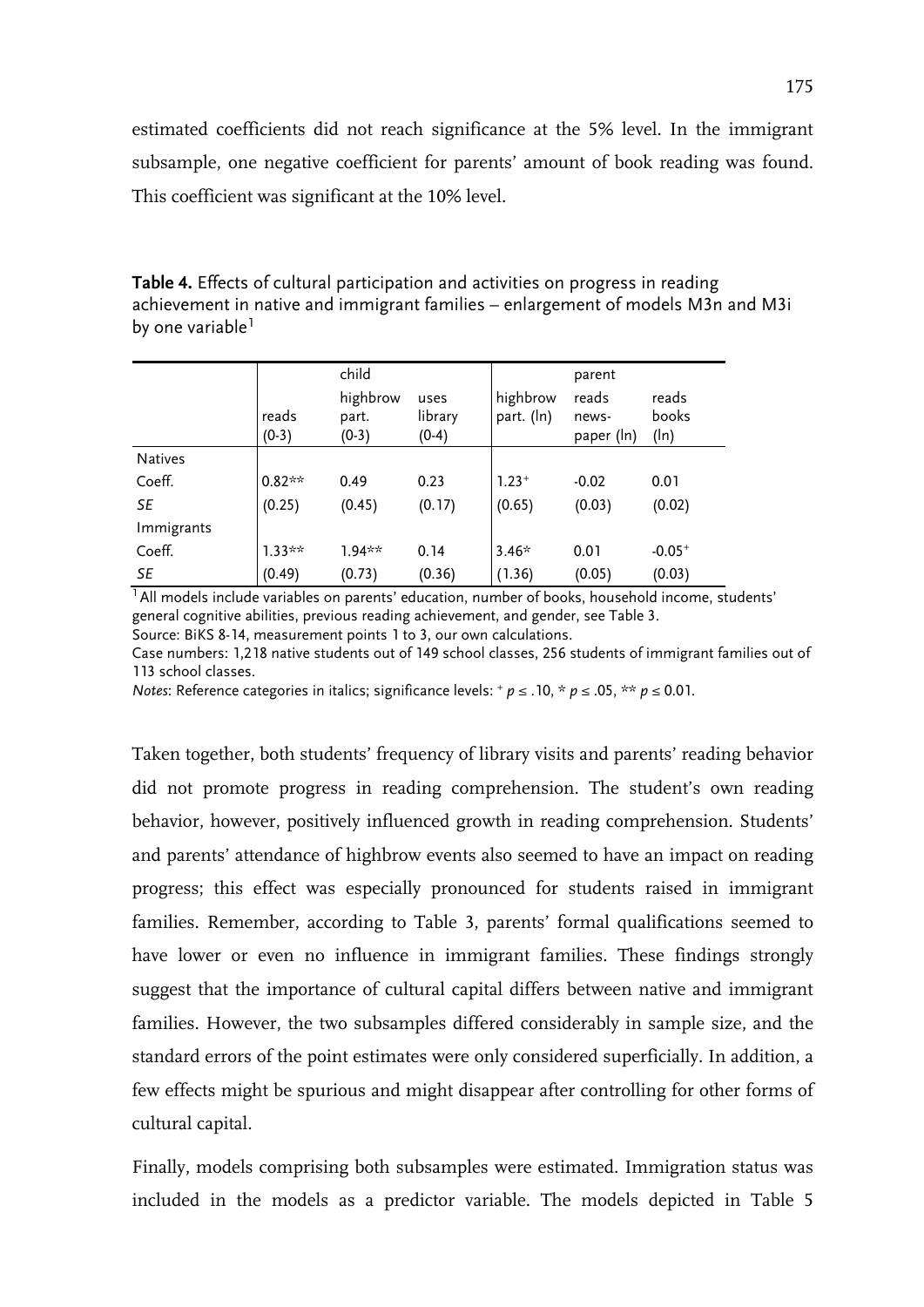estimated coefficients did not reach significance at the 5% level. In the immigrant subsample, one negative coefficient for parents' amount of book reading was found. This coefficient was significant at the 10% level.

**Table 4.** Effects of cultural participation and activities on progress in reading achievement in native and immigrant families – enlargement of models M3n and M3i by one variable[1]

| | child | | | parent | | |
|---|---|---|---|---|---|---|
| | reads (0-3) | highbrow part. (0-3) | uses library (0-4) | highbrow part. (ln) | reads news-paper (ln) | reads books (ln) |
| Natives | | | | | | |
| Coeff. | 0.82** | 0.49 | 0.23 | 1.23$^{+}$ | -0.02 | 0.01 |
| *SE* | (0.25) | (0.45) | (0.17) | (0.65) | (0.03) | (0.02) |
| Immigrants | | | | | | |
| Coeff. | 1.33** | 1.94** | 0.14 | 3.46* | 0.01 | -0.05$^{+}$ |
| *SE* | (0.49) | (0.73) | (0.36) | (1.36) | (0.05) | (0.03) |

[1] All models include variables on parents' education, number of books, household income, students' general cognitive abilities, previous reading achievement, and gender, see Table 3.

Source: BiKS 8-14, measurement points 1 to 3, our own calculations.

Case numbers: 1,218 native students out of 149 school classes, 256 students of immigrant families out of 113 school classes.

*Notes*: Reference categories in italics; significance levels: $^{+}$ $p \leq .10$, * $p \leq .05$, ** $p \leq 0.01$.

Taken together, both students' frequency of library visits and parents' reading behavior did not promote progress in reading comprehension. The student's own reading behavior, however, positively influenced growth in reading comprehension. Students' and parents' attendance of highbrow events also seemed to have an impact on reading progress; this effect was especially pronounced for students raised in immigrant families. Remember, according to Table 3, parents' formal qualifications seemed to have lower or even no influence in immigrant families. These findings strongly suggest that the importance of cultural capital differs between native and immigrant families. However, the two subsamples differed considerably in sample size, and the standard errors of the point estimates were only considered superficially. In addition, a few effects might be spurious and might disappear after controlling for other forms of cultural capital.

Finally, models comprising both subsamples were estimated. Immigration status was included in the models as a predictor variable. The models depicted in Table 5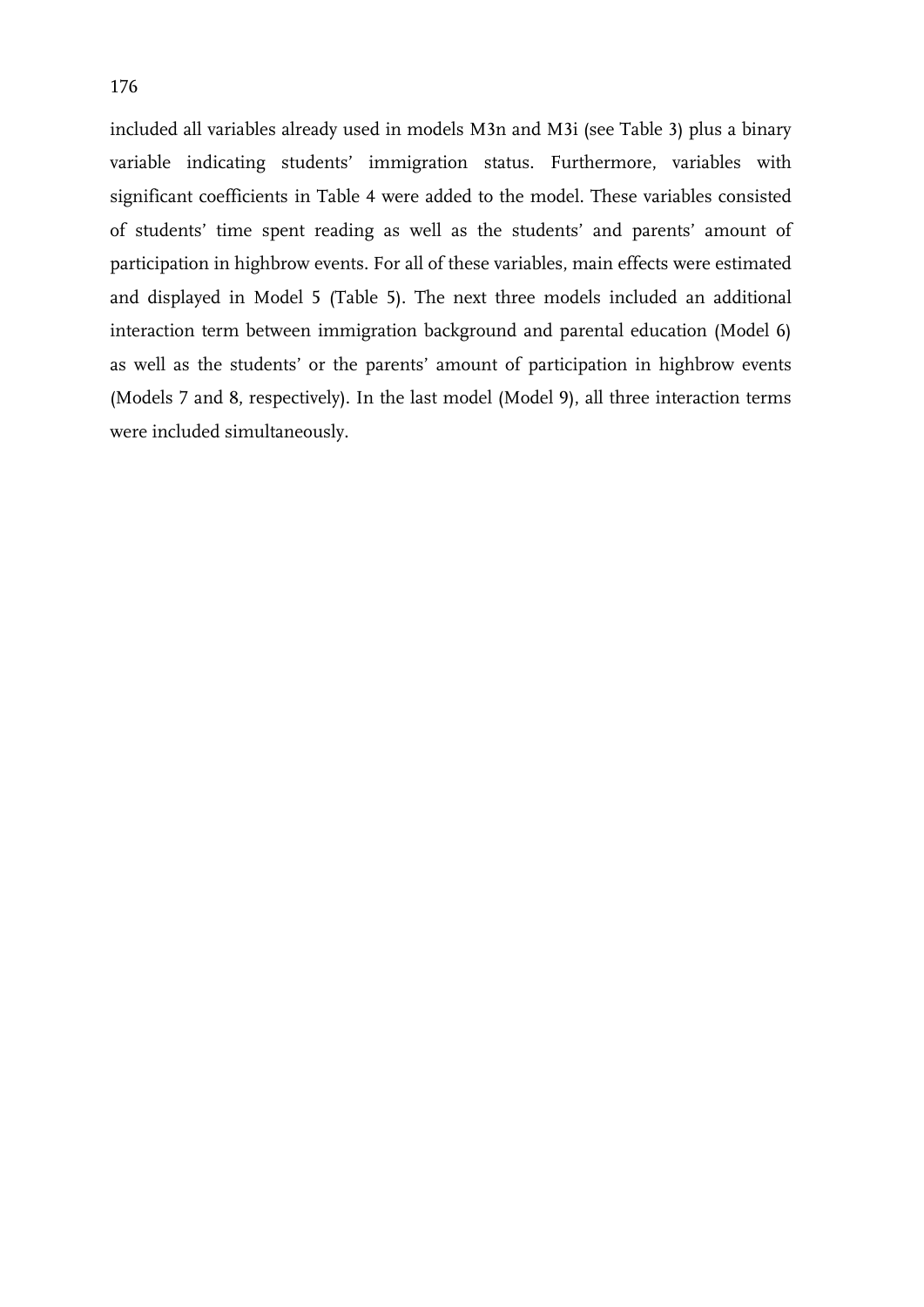included all variables already used in models M3n and M3i (see Table 3) plus a binary variable indicating students' immigration status. Furthermore, variables with significant coefficients in Table 4 were added to the model. These variables consisted of students' time spent reading as well as the students' and parents' amount of participation in highbrow events. For all of these variables, main effects were estimated and displayed in Model 5 (Table 5). The next three models included an additional interaction term between immigration background and parental education (Model 6) as well as the students' or the parents' amount of participation in highbrow events (Models 7 and 8, respectively). In the last model (Model 9), all three interaction terms were included simultaneously.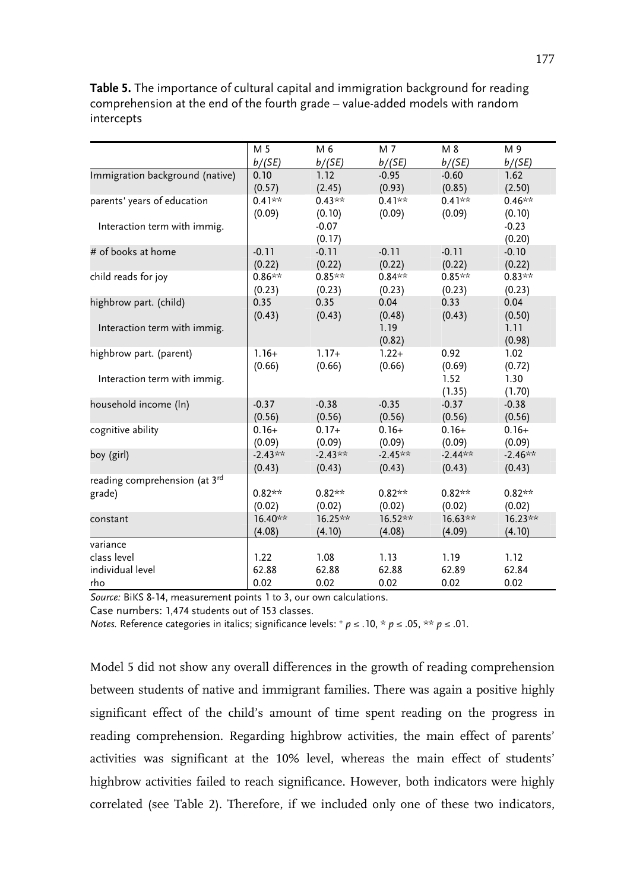**Table 5.** The importance of cultural capital and immigration background for reading comprehension at the end of the fourth grade – value-added models with random intercepts

| | M 5 | M 6 | M 7 | M 8 | M 9 |
|---|---|---|---|---|---|
| | *b/(SE)* | *b/(SE)* | *b/(SE)* | *b/(SE)* | *b/(SE)* |
| Immigration background (*native*) | 0.10 | 1.12 | -0.95 | -0.60 | 1.62 |
| | (0.57) | (2.45) | (0.93) | (0.85) | (2.50) |
| parents' years of education | 0.41** | 0.43** | 0.41** | 0.41** | 0.46** |
| | (0.09) | (0.10) | (0.09) | (0.09) | (0.10) |
| Interaction term with immig. | | -0.07 | | | -0.23 |
| | | (0.17) | | | (0.20) |
| # of books at home | -0.11 | -0.11 | -0.11 | -0.11 | -0.10 |
| | (0.22) | (0.22) | (0.22) | (0.22) | (0.22) |
| child reads for joy | 0.86** | 0.85** | 0.84** | 0.85** | 0.83** |
| | (0.23) | (0.23) | (0.23) | (0.23) | (0.23) |
| highbrow part. (child) | 0.35 | 0.35 | 0.04 | 0.33 | 0.04 |
| | (0.43) | (0.43) | (0.48) | (0.43) | (0.50) |
| Interaction term with immig. | | | 1.19 | | 1.11 |
| | | | (0.82) | | (0.98) |
| highbrow part. (parent) | 1.16+ | 1.17+ | 1.22+ | 0.92 | 1.02 |
| | (0.66) | (0.66) | (0.66) | (0.69) | (0.72) |
| Interaction term with immig. | | | | 1.52 | 1.30 |
| | | | | (1.35) | (1.70) |
| household income (ln) | -0.37 | -0.38 | -0.35 | -0.37 | -0.38 |
| | (0.56) | (0.56) | (0.56) | (0.56) | (0.56) |
| cognitive ability | 0.16+ | 0.17+ | 0.16+ | 0.16+ | 0.16+ |
| | (0.09) | (0.09) | (0.09) | (0.09) | (0.09) |
| boy (*girl*) | -2.43** | -2.43** | -2.45** | -2.44** | -2.46** |
| | (0.43) | (0.43) | (0.43) | (0.43) | (0.43) |
| reading comprehension (at 3rd grade) | 0.82** | 0.82** | 0.82** | 0.82** | 0.82** |
| | (0.02) | (0.02) | (0.02) | (0.02) | (0.02) |
| constant | 16.40** | 16.25** | 16.52** | 16.63** | 16.23** |
| | (4.08) | (4.10) | (4.08) | (4.09) | (4.10) |
| variance | | | | | |
| class level | 1.22 | 1.08 | 1.13 | 1.19 | 1.12 |
| individual level | 62.88 | 62.88 | 62.88 | 62.89 | 62.84 |
| rho | 0.02 | 0.02 | 0.02 | 0.02 | 0.02 |

*Source:* BiKS 8-14, measurement points 1 to 3, our own calculations.

Case numbers: 1,474 students out of 153 classes.

*Notes.* Reference categories in italics; significance levels: + $p \leq .10$, * $p \leq .05$, ** $p \leq .01$.

Model 5 did not show any overall differences in the growth of reading comprehension between students of native and immigrant families. There was again a positive highly significant effect of the child's amount of time spent reading on the progress in reading comprehension. Regarding highbrow activities, the main effect of parents' activities was significant at the 10% level, whereas the main effect of students' highbrow activities failed to reach significance. However, both indicators were highly correlated (see Table 2). Therefore, if we included only one of these two indicators,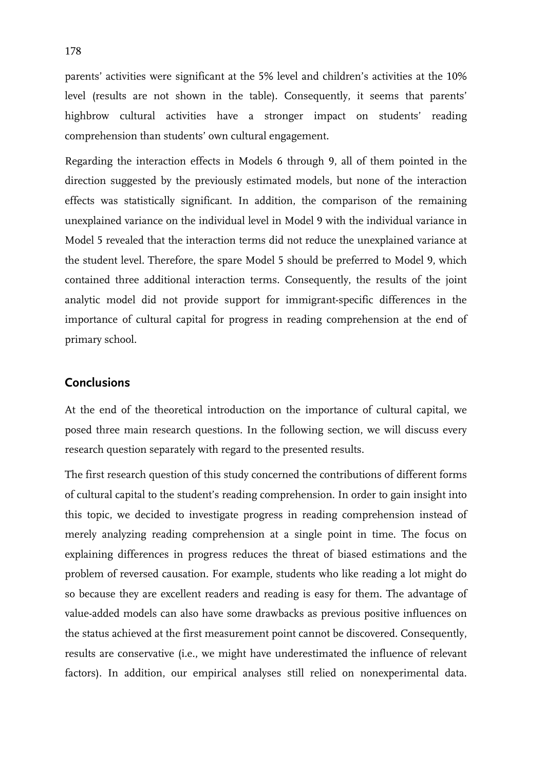parents' activities were significant at the 5% level and children's activities at the 10% level (results are not shown in the table). Consequently, it seems that parents' highbrow cultural activities have a stronger impact on students' reading comprehension than students' own cultural engagement.

Regarding the interaction effects in Models 6 through 9, all of them pointed in the direction suggested by the previously estimated models, but none of the interaction effects was statistically significant. In addition, the comparison of the remaining unexplained variance on the individual level in Model 9 with the individual variance in Model 5 revealed that the interaction terms did not reduce the unexplained variance at the student level. Therefore, the spare Model 5 should be preferred to Model 9, which contained three additional interaction terms. Consequently, the results of the joint analytic model did not provide support for immigrant-specific differences in the importance of cultural capital for progress in reading comprehension at the end of primary school.

## Conclusions

At the end of the theoretical introduction on the importance of cultural capital, we posed three main research questions. In the following section, we will discuss every research question separately with regard to the presented results.

The first research question of this study concerned the contributions of different forms of cultural capital to the student's reading comprehension. In order to gain insight into this topic, we decided to investigate progress in reading comprehension instead of merely analyzing reading comprehension at a single point in time. The focus on explaining differences in progress reduces the threat of biased estimations and the problem of reversed causation. For example, students who like reading a lot might do so because they are excellent readers and reading is easy for them. The advantage of value-added models can also have some drawbacks as previous positive influences on the status achieved at the first measurement point cannot be discovered. Consequently, results are conservative (i.e., we might have underestimated the influence of relevant factors). In addition, our empirical analyses still relied on nonexperimental data.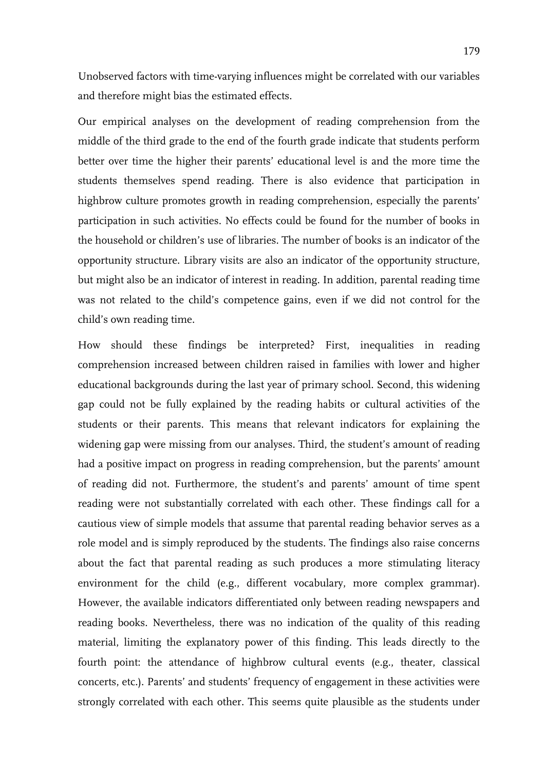Unobserved factors with time-varying influences might be correlated with our variables and therefore might bias the estimated effects.

Our empirical analyses on the development of reading comprehension from the middle of the third grade to the end of the fourth grade indicate that students perform better over time the higher their parents' educational level is and the more time the students themselves spend reading. There is also evidence that participation in highbrow culture promotes growth in reading comprehension, especially the parents' participation in such activities. No effects could be found for the number of books in the household or children's use of libraries. The number of books is an indicator of the opportunity structure. Library visits are also an indicator of the opportunity structure, but might also be an indicator of interest in reading. In addition, parental reading time was not related to the child's competence gains, even if we did not control for the child's own reading time.

How should these findings be interpreted? First, inequalities in reading comprehension increased between children raised in families with lower and higher educational backgrounds during the last year of primary school. Second, this widening gap could not be fully explained by the reading habits or cultural activities of the students or their parents. This means that relevant indicators for explaining the widening gap were missing from our analyses. Third, the student's amount of reading had a positive impact on progress in reading comprehension, but the parents' amount of reading did not. Furthermore, the student's and parents' amount of time spent reading were not substantially correlated with each other. These findings call for a cautious view of simple models that assume that parental reading behavior serves as a role model and is simply reproduced by the students. The findings also raise concerns about the fact that parental reading as such produces a more stimulating literacy environment for the child (e.g., different vocabulary, more complex grammar). However, the available indicators differentiated only between reading newspapers and reading books. Nevertheless, there was no indication of the quality of this reading material, limiting the explanatory power of this finding. This leads directly to the fourth point: the attendance of highbrow cultural events (e.g., theater, classical concerts, etc.). Parents' and students' frequency of engagement in these activities were strongly correlated with each other. This seems quite plausible as the students under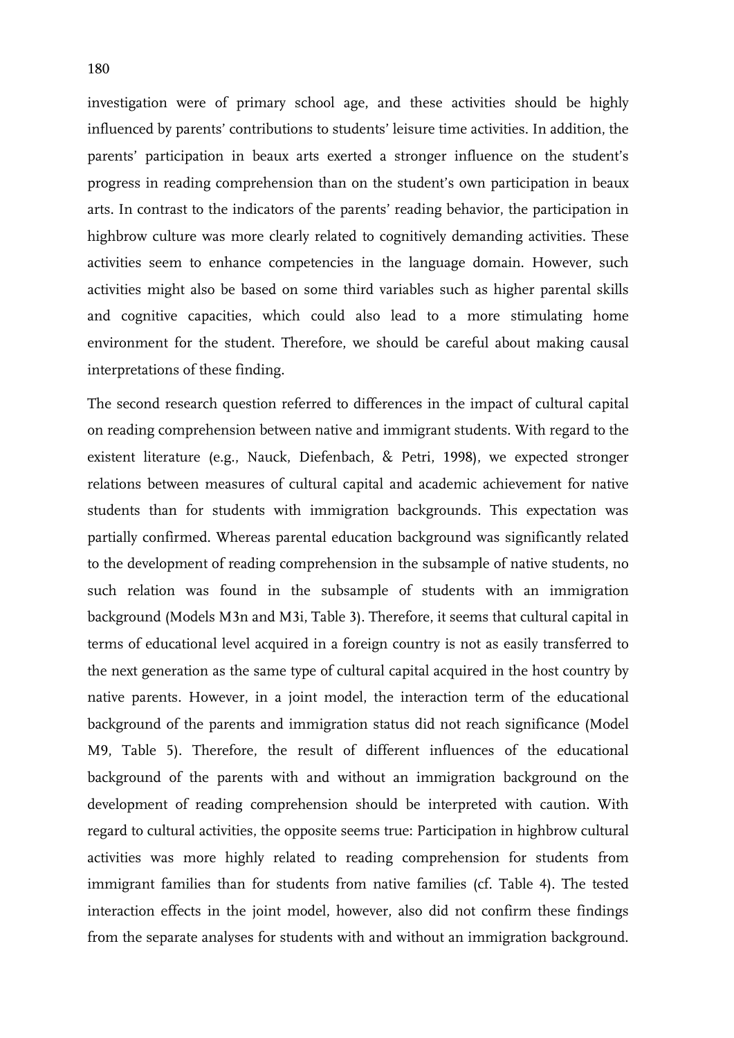investigation were of primary school age, and these activities should be highly influenced by parents' contributions to students' leisure time activities. In addition, the parents' participation in beaux arts exerted a stronger influence on the student's progress in reading comprehension than on the student's own participation in beaux arts. In contrast to the indicators of the parents' reading behavior, the participation in highbrow culture was more clearly related to cognitively demanding activities. These activities seem to enhance competencies in the language domain. However, such activities might also be based on some third variables such as higher parental skills and cognitive capacities, which could also lead to a more stimulating home environment for the student. Therefore, we should be careful about making causal interpretations of these finding.

The second research question referred to differences in the impact of cultural capital on reading comprehension between native and immigrant students. With regard to the existent literature (e.g., Nauck, Diefenbach, & Petri, 1998), we expected stronger relations between measures of cultural capital and academic achievement for native students than for students with immigration backgrounds. This expectation was partially confirmed. Whereas parental education background was significantly related to the development of reading comprehension in the subsample of native students, no such relation was found in the subsample of students with an immigration background (Models M3n and M3i, Table 3). Therefore, it seems that cultural capital in terms of educational level acquired in a foreign country is not as easily transferred to the next generation as the same type of cultural capital acquired in the host country by native parents. However, in a joint model, the interaction term of the educational background of the parents and immigration status did not reach significance (Model M9, Table 5). Therefore, the result of different influences of the educational background of the parents with and without an immigration background on the development of reading comprehension should be interpreted with caution. With regard to cultural activities, the opposite seems true: Participation in highbrow cultural activities was more highly related to reading comprehension for students from immigrant families than for students from native families (cf. Table 4). The tested interaction effects in the joint model, however, also did not confirm these findings from the separate analyses for students with and without an immigration background.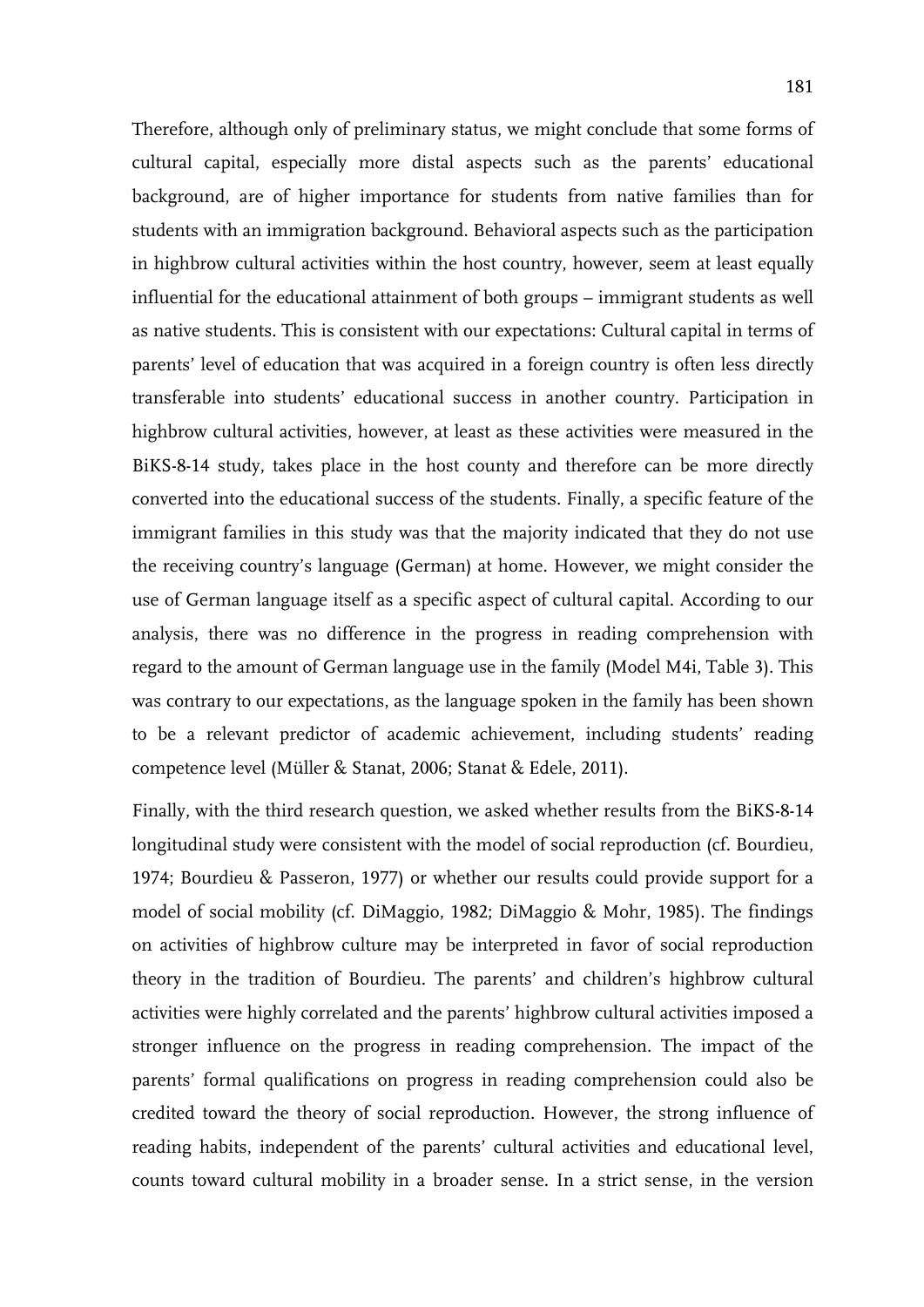Therefore, although only of preliminary status, we might conclude that some forms of cultural capital, especially more distal aspects such as the parents' educational background, are of higher importance for students from native families than for students with an immigration background. Behavioral aspects such as the participation in highbrow cultural activities within the host country, however, seem at least equally influential for the educational attainment of both groups – immigrant students as well as native students. This is consistent with our expectations: Cultural capital in terms of parents' level of education that was acquired in a foreign country is often less directly transferable into students' educational success in another country. Participation in highbrow cultural activities, however, at least as these activities were measured in the BiKS-8-14 study, takes place in the host county and therefore can be more directly converted into the educational success of the students. Finally, a specific feature of the immigrant families in this study was that the majority indicated that they do not use the receiving country's language (German) at home. However, we might consider the use of German language itself as a specific aspect of cultural capital. According to our analysis, there was no difference in the progress in reading comprehension with regard to the amount of German language use in the family (Model M4i, Table 3). This was contrary to our expectations, as the language spoken in the family has been shown to be a relevant predictor of academic achievement, including students' reading competence level (Müller & Stanat, 2006; Stanat & Edele, 2011).

Finally, with the third research question, we asked whether results from the BiKS-8-14 longitudinal study were consistent with the model of social reproduction (cf. Bourdieu, 1974; Bourdieu & Passeron, 1977) or whether our results could provide support for a model of social mobility (cf. DiMaggio, 1982; DiMaggio & Mohr, 1985). The findings on activities of highbrow culture may be interpreted in favor of social reproduction theory in the tradition of Bourdieu. The parents' and children's highbrow cultural activities were highly correlated and the parents' highbrow cultural activities imposed a stronger influence on the progress in reading comprehension. The impact of the parents' formal qualifications on progress in reading comprehension could also be credited toward the theory of social reproduction. However, the strong influence of reading habits, independent of the parents' cultural activities and educational level, counts toward cultural mobility in a broader sense. In a strict sense, in the version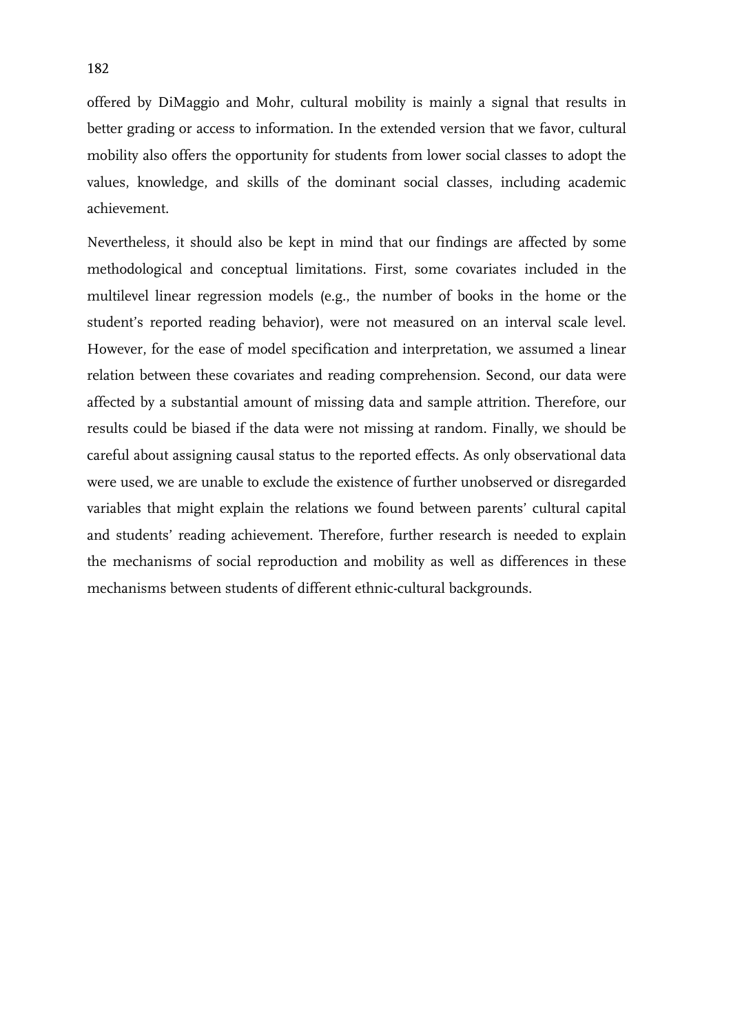offered by DiMaggio and Mohr, cultural mobility is mainly a signal that results in better grading or access to information. In the extended version that we favor, cultural mobility also offers the opportunity for students from lower social classes to adopt the values, knowledge, and skills of the dominant social classes, including academic achievement.

Nevertheless, it should also be kept in mind that our findings are affected by some methodological and conceptual limitations. First, some covariates included in the multilevel linear regression models (e.g., the number of books in the home or the student's reported reading behavior), were not measured on an interval scale level. However, for the ease of model specification and interpretation, we assumed a linear relation between these covariates and reading comprehension. Second, our data were affected by a substantial amount of missing data and sample attrition. Therefore, our results could be biased if the data were not missing at random. Finally, we should be careful about assigning causal status to the reported effects. As only observational data were used, we are unable to exclude the existence of further unobserved or disregarded variables that might explain the relations we found between parents' cultural capital and students' reading achievement. Therefore, further research is needed to explain the mechanisms of social reproduction and mobility as well as differences in these mechanisms between students of different ethnic-cultural backgrounds.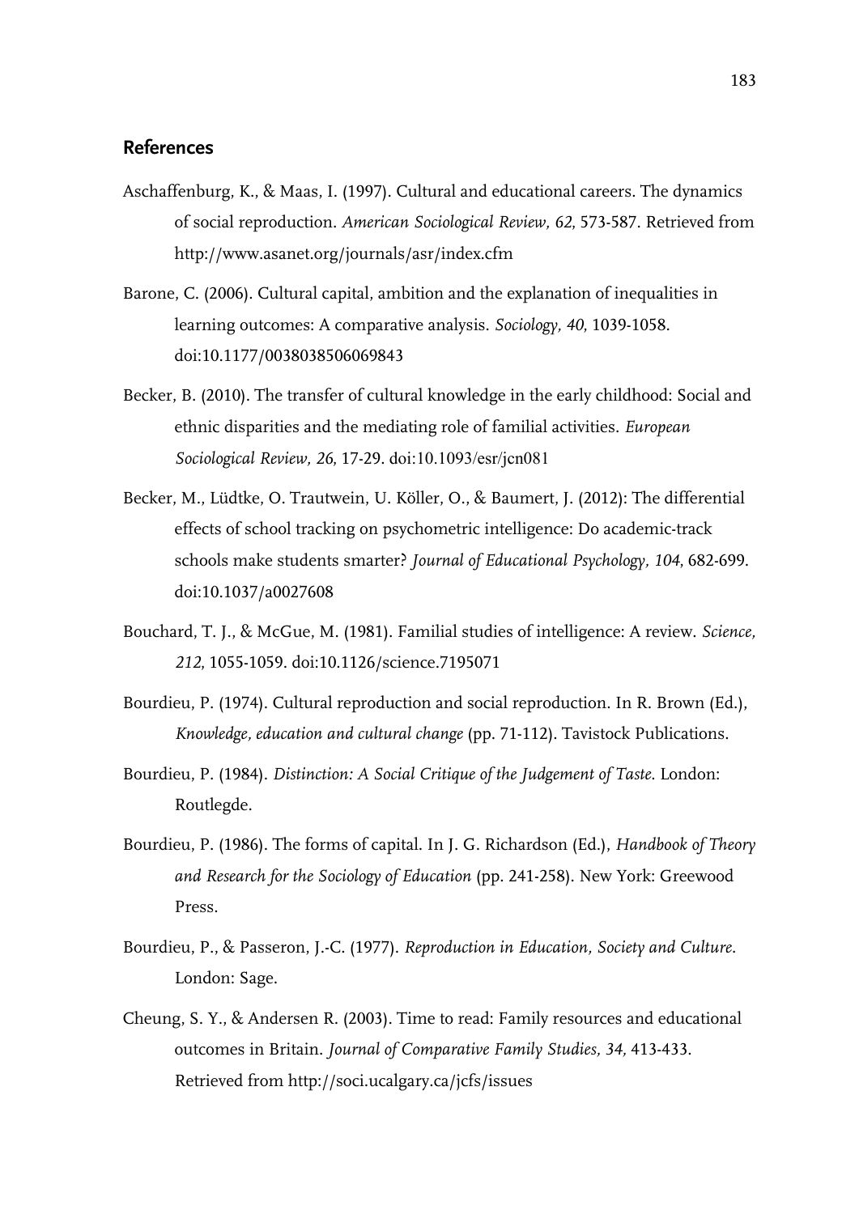## References

Aschaffenburg, K., & Maas, I. (1997). Cultural and educational careers. The dynamics of social reproduction. *American Sociological Review, 62*, 573-587. Retrieved from http://www.asanet.org/journals/asr/index.cfm

Barone, C. (2006). Cultural capital, ambition and the explanation of inequalities in learning outcomes: A comparative analysis. *Sociology, 40*, 1039-1058. doi:10.1177/0038038506069843

Becker, B. (2010). The transfer of cultural knowledge in the early childhood: Social and ethnic disparities and the mediating role of familial activities. *European Sociological Review, 26*, 17-29. doi:10.1093/esr/jcn081

Becker, M., Lüdtke, O. Trautwein, U. Köller, O., & Baumert, J. (2012): The differential effects of school tracking on psychometric intelligence: Do academic-track schools make students smarter? *Journal of Educational Psychology, 104*, 682-699. doi:10.1037/a0027608

Bouchard, T. J., & McGue, M. (1981). Familial studies of intelligence: A review. *Science, 212*, 1055-1059. doi:10.1126/science.7195071

Bourdieu, P. (1974). Cultural reproduction and social reproduction. In R. Brown (Ed.), *Knowledge, education and cultural change* (pp. 71-112). Tavistock Publications.

Bourdieu, P. (1984). *Distinction: A Social Critique of the Judgement of Taste*. London: Routlegde.

Bourdieu, P. (1986). The forms of capital. In J. G. Richardson (Ed.), *Handbook of Theory and Research for the Sociology of Education* (pp. 241-258). New York: Greewood Press.

Bourdieu, P., & Passeron, J.-C. (1977). *Reproduction in Education, Society and Culture*. London: Sage.

Cheung, S. Y., & Andersen R. (2003). Time to read: Family resources and educational outcomes in Britain. *Journal of Comparative Family Studies, 34*, 413-433. Retrieved from http://soci.ucalgary.ca/jcfs/issues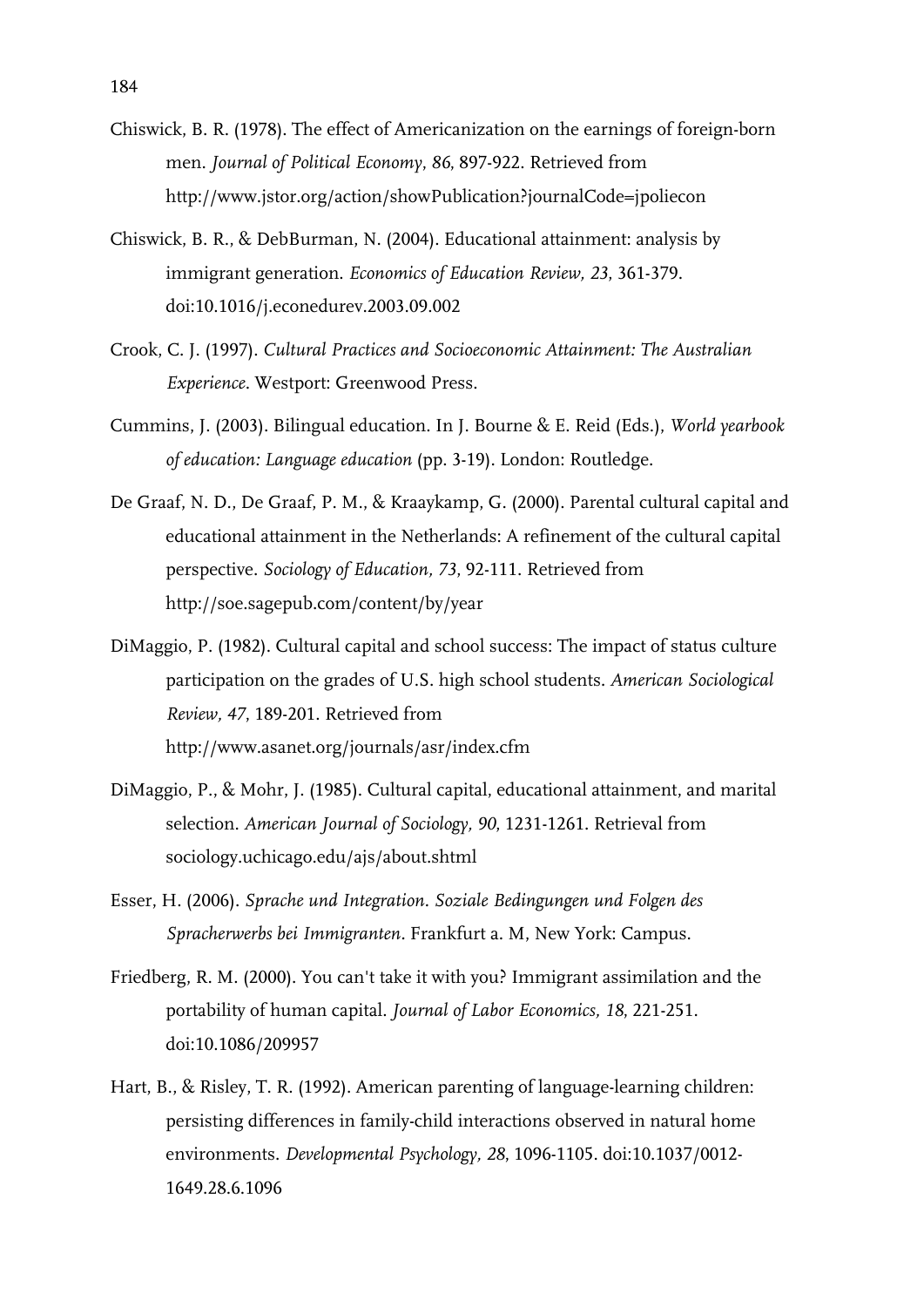Chiswick, B. R. (1978). The effect of Americanization on the earnings of foreign-born men. *Journal of Political Economy*, *86*, 897-922. Retrieved from http://www.jstor.org/action/showPublication?journalCode=jpoliecon

Chiswick, B. R., & DebBurman, N. (2004). Educational attainment: analysis by immigrant generation. *Economics of Education Review, 23*, 361-379. doi:10.1016/j.econedurev.2003.09.002

Crook, C. J. (1997). *Cultural Practices and Socioeconomic Attainment: The Australian Experience*. Westport: Greenwood Press.

Cummins, J. (2003). Bilingual education. In J. Bourne & E. Reid (Eds.), *World yearbook of education: Language education* (pp. 3-19). London: Routledge.

De Graaf, N. D., De Graaf, P. M., & Kraaykamp, G. (2000). Parental cultural capital and educational attainment in the Netherlands: A refinement of the cultural capital perspective. *Sociology of Education, 73*, 92-111. Retrieved from http://soe.sagepub.com/content/by/year

DiMaggio, P. (1982). Cultural capital and school success: The impact of status culture participation on the grades of U.S. high school students. *American Sociological Review, 47*, 189-201. Retrieved from http://www.asanet.org/journals/asr/index.cfm

DiMaggio, P., & Mohr, J. (1985). Cultural capital, educational attainment, and marital selection. *American Journal of Sociology, 90*, 1231-1261. Retrieval from sociology.uchicago.edu/ajs/about.shtml

Esser, H. (2006). *Sprache und Integration. Soziale Bedingungen und Folgen des Spracherwerbs bei Immigranten*. Frankfurt a. M, New York: Campus.

Friedberg, R. M. (2000). You can't take it with you? Immigrant assimilation and the portability of human capital. *Journal of Labor Economics, 18*, 221-251. doi:10.1086/209957

Hart, B., & Risley, T. R. (1992). American parenting of language-learning children: persisting differences in family-child interactions observed in natural home environments. *Developmental Psychology, 28*, 1096-1105. doi:10.1037/0012-1649.28.6.1096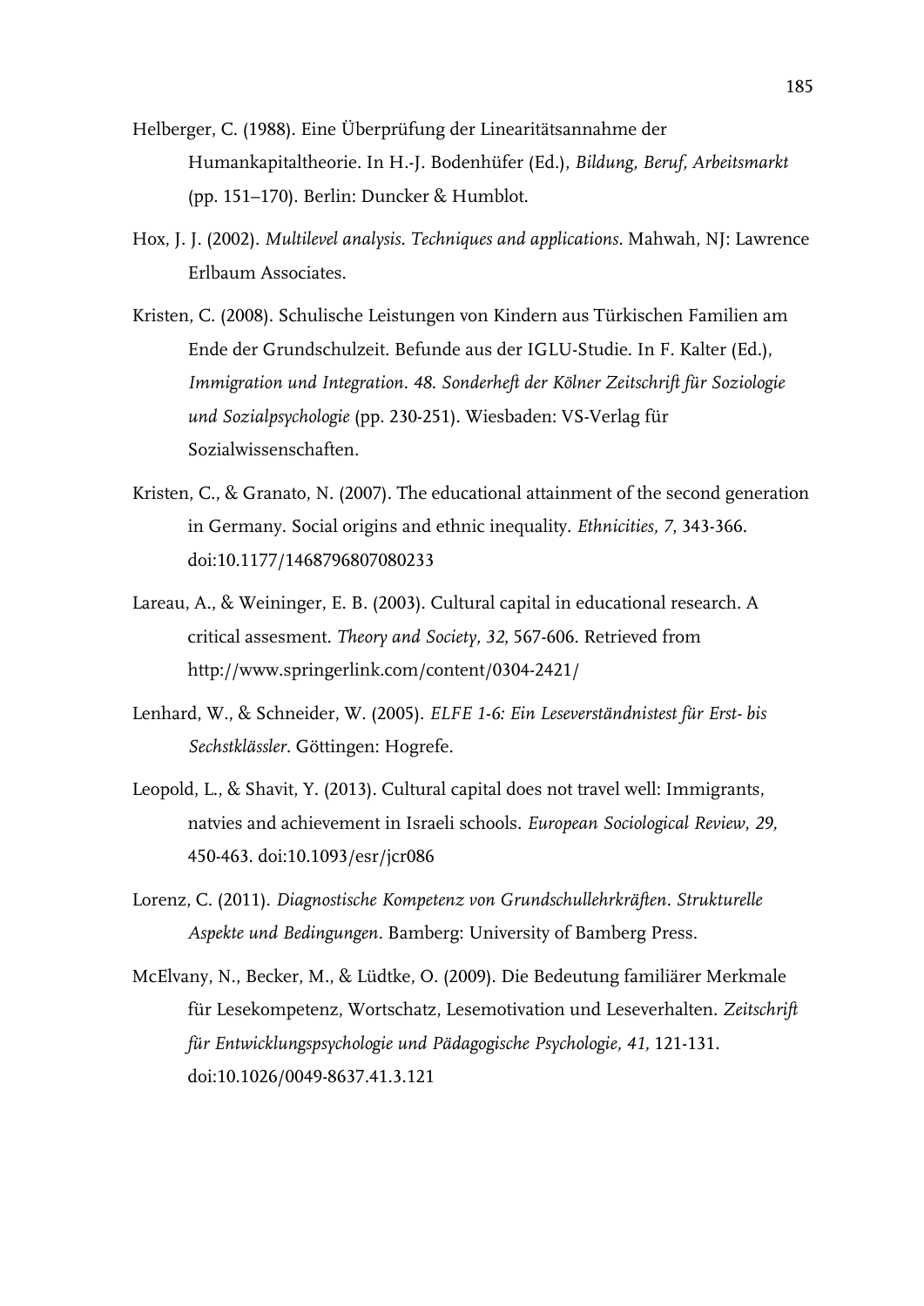Helberger, C. (1988). Eine Überprüfung der Linearitätsannahme der Humankapitaltheorie. In H.-J. Bodenhüfer (Ed.), *Bildung, Beruf, Arbeitsmarkt* (pp. 151–170). Berlin: Duncker & Humblot.

Hox, J. J. (2002). *Multilevel analysis. Techniques and applications*. Mahwah, NJ: Lawrence Erlbaum Associates.

Kristen, C. (2008). Schulische Leistungen von Kindern aus Türkischen Familien am Ende der Grundschulzeit. Befunde aus der IGLU-Studie. In F. Kalter (Ed.), *Immigration und Integration. 48. Sonderheft der Kölner Zeitschrift für Soziologie und Sozialpsychologie* (pp. 230-251). Wiesbaden: VS-Verlag für Sozialwissenschaften.

Kristen, C., & Granato, N. (2007). The educational attainment of the second generation in Germany. Social origins and ethnic inequality. *Ethnicities, 7*, 343-366. doi:10.1177/1468796807080233

Lareau, A., & Weininger, E. B. (2003). Cultural capital in educational research. A critical assesment. *Theory and Society, 32*, 567-606. Retrieved from http://www.springerlink.com/content/0304-2421/

Lenhard, W., & Schneider, W. (2005). *ELFE 1-6: Ein Leseverständnistest für Erst- bis Sechstklässler*. Göttingen: Hogrefe.

Leopold, L., & Shavit, Y. (2013). Cultural capital does not travel well: Immigrants, natvies and achievement in Israeli schools. *European Sociological Review*, *29,* 450-463. doi:10.1093/esr/jcr086

Lorenz, C. (2011). *Diagnostische Kompetenz von Grundschullehrkräften. Strukturelle Aspekte und Bedingungen*. Bamberg: University of Bamberg Press.

McElvany, N., Becker, M., & Lüdtke, O. (2009). Die Bedeutung familiärer Merkmale für Lesekompetenz, Wortschatz, Lesemotivation und Leseverhalten. *Zeitschrift für Entwicklungspsychologie und Pädagogische Psychologie, 41,* 121-131. doi:10.1026/0049-8637.41.3.121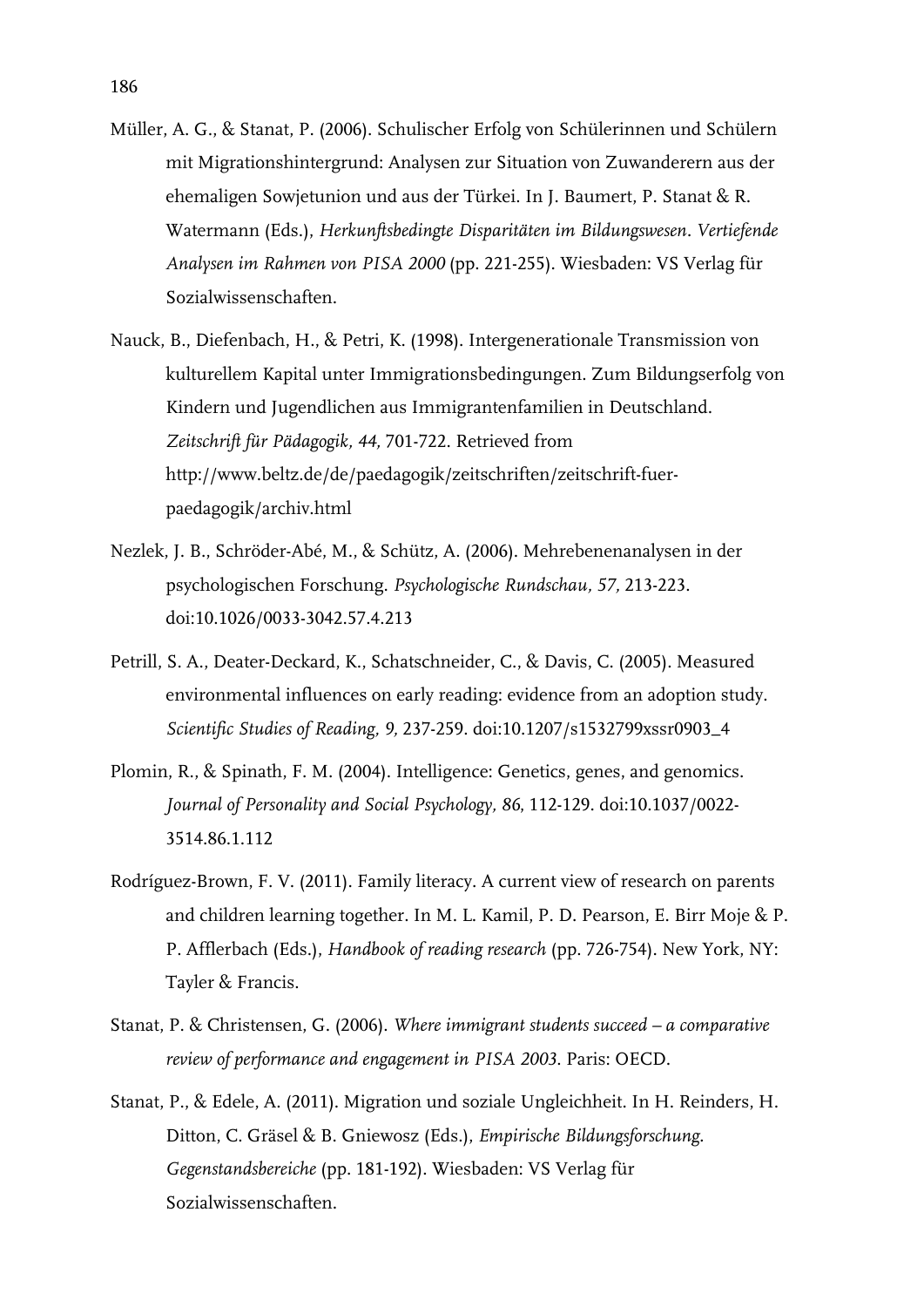Müller, A. G., & Stanat, P. (2006). Schulischer Erfolg von Schülerinnen und Schülern mit Migrationshintergrund: Analysen zur Situation von Zuwanderern aus der ehemaligen Sowjetunion und aus der Türkei. In J. Baumert, P. Stanat & R. Watermann (Eds.), *Herkunftsbedingte Disparitäten im Bildungswesen. Vertiefende Analysen im Rahmen von PISA 2000* (pp. 221-255). Wiesbaden: VS Verlag für Sozialwissenschaften.

Nauck, B., Diefenbach, H., & Petri, K. (1998). Intergenerationale Transmission von kulturellem Kapital unter Immigrationsbedingungen. Zum Bildungserfolg von Kindern und Jugendlichen aus Immigrantenfamilien in Deutschland. *Zeitschrift für Pädagogik, 44,* 701-722. Retrieved from http://www.beltz.de/de/paedagogik/zeitschriften/zeitschrift-fuer-paedagogik/archiv.html

Nezlek, J. B., Schröder-Abé, M., & Schütz, A. (2006). Mehrebenenanalysen in der psychologischen Forschung. *Psychologische Rundschau, 57,* 213-223. doi:10.1026/0033-3042.57.4.213

Petrill, S. A., Deater-Deckard, K., Schatschneider, C., & Davis, C. (2005). Measured environmental influences on early reading: evidence from an adoption study. *Scientific Studies of Reading, 9,* 237-259. doi:10.1207/s1532799xssr0903_4

Plomin, R., & Spinath, F. M. (2004). Intelligence: Genetics, genes, and genomics. *Journal of Personality and Social Psychology, 86*, 112-129. doi:10.1037/0022-3514.86.1.112

Rodríguez-Brown, F. V. (2011). Family literacy. A current view of research on parents and children learning together. In M. L. Kamil, P. D. Pearson, E. Birr Moje & P. P. Afflerbach (Eds.), *Handbook of reading research* (pp. 726-754). New York, NY: Tayler & Francis.

Stanat, P. & Christensen, G. (2006). *Where immigrant students succeed – a comparative review of performance and engagement in PISA 2003*. Paris: OECD.

Stanat, P., & Edele, A. (2011). Migration und soziale Ungleichheit. In H. Reinders, H. Ditton, C. Gräsel & B. Gniewosz (Eds.), *Empirische Bildungsforschung. Gegenstandsbereiche* (pp. 181-192). Wiesbaden: VS Verlag für Sozialwissenschaften.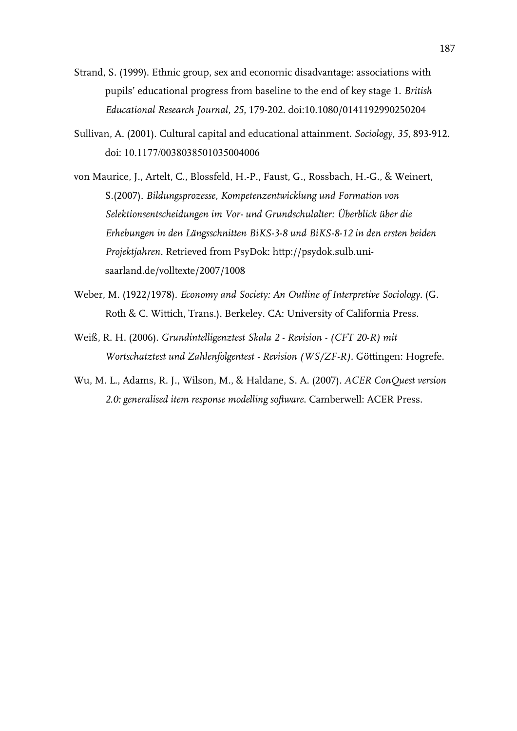Strand, S. (1999). Ethnic group, sex and economic disadvantage: associations with pupils' educational progress from baseline to the end of key stage 1. *British Educational Research Journal, 25*, 179-202. doi:10.1080/0141192990250204

Sullivan, A. (2001). Cultural capital and educational attainment. *Sociology, 35*, 893-912. doi: 10.1177/0038038501035004006

von Maurice, J., Artelt, C., Blossfeld, H.-P., Faust, G., Rossbach, H.-G., & Weinert, S.(2007). *Bildungsprozesse, Kompetenzentwicklung und Formation von Selektionsentscheidungen im Vor- und Grundschulalter: Überblick über die Erhebungen in den Längsschnitten BiKS-3-8 und BiKS-8-12 in den ersten beiden Projektjahren*. Retrieved from PsyDok: http://psydok.sulb.uni-saarland.de/volltexte/2007/1008

Weber, M. (1922/1978). *Economy and Society: An Outline of Interpretive Sociology*. (G. Roth & C. Wittich, Trans.). Berkeley. CA: University of California Press.

Weiß, R. H. (2006). *Grundintelligenztest Skala 2 - Revision - (CFT 20-R) mit Wortschatztest und Zahlenfolgentest - Revision (WS/ZF-R)*. Göttingen: Hogrefe.

Wu, M. L., Adams, R. J., Wilson, M., & Haldane, S. A. (2007). *ACER ConQuest version 2.0: generalised item response modelling software*. Camberwell: ACER Press.